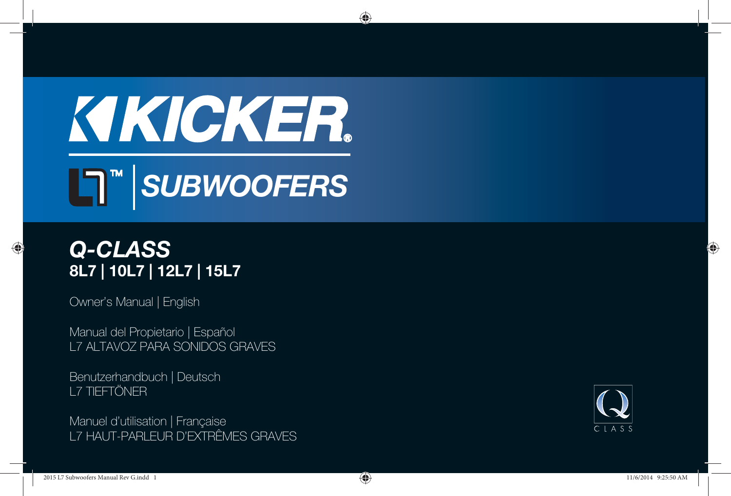# KICKER®

## L7™ | SUBWOOFERS

## *Q-CLASS*

### 8L7 | 10L7 | 12L7 | 15L7

Owner's Manual | English

Manual del Propietario | Español
L7 ALTAVOZ PARA SONIDOS GRAVES

Benutzerhandbuch | Deutsch
L7 TIEFTÖNER

Manuel d'utilisation | Française
L7 HAUT-PARLEUR D'EXTRÊMES GRAVES

Q CLASS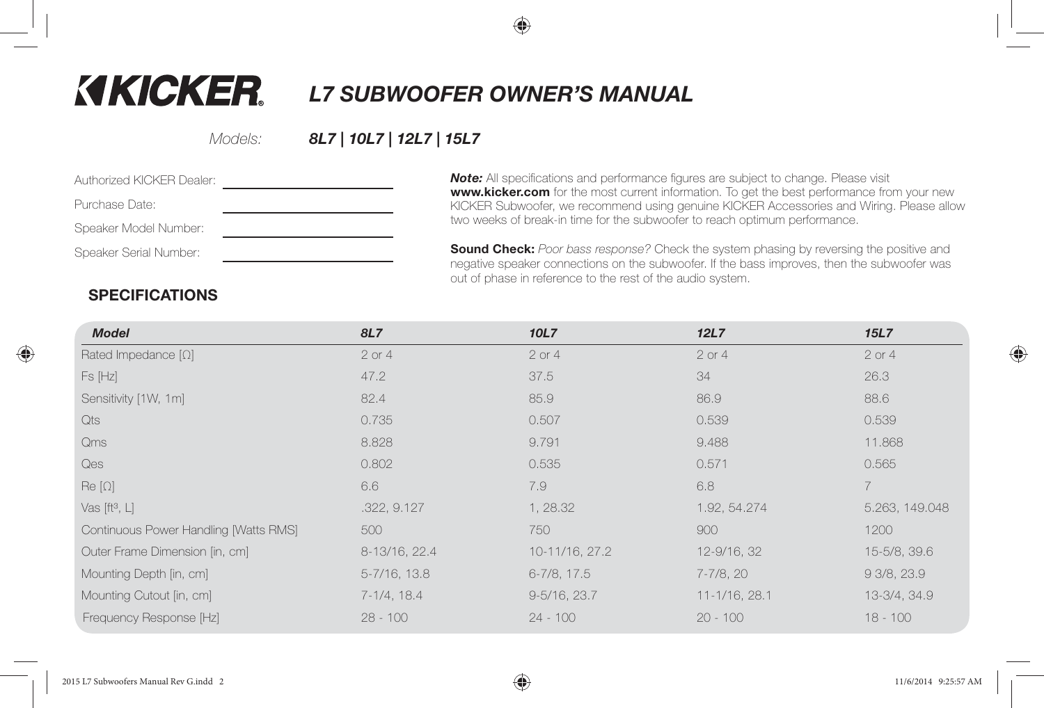# KICKER L7 SUBWOOFER OWNER'S MANUAL

*Models:* ***8L7 | 10L7 | 12L7 | 15L7***

Authorized KICKER Dealer: ______________________

Purchase Date: ______________________

Speaker Model Number: ______________________

Speaker Serial Number: ______________________

***Note:*** All specifications and performance figures are subject to change. Please visit **www.kicker.com** for the most current information. To get the best performance from your new KICKER Subwoofer, we recommend using genuine KICKER Accessories and Wiring. Please allow two weeks of break-in time for the subwoofer to reach optimum performance.

**Sound Check:** *Poor bass response?* Check the system phasing by reversing the positive and negative speaker connections on the subwoofer. If the bass improves, then the subwoofer was out of phase in reference to the rest of the audio system.

## SPECIFICATIONS

| *Model* | *8L7* | *10L7* | *12L7* | *15L7* |
|---|---|---|---|---|
| Rated Impedance [Ω] | 2 or 4 | 2 or 4 | 2 or 4 | 2 or 4 |
| Fs [Hz] | 47.2 | 37.5 | 34 | 26.3 |
| Sensitivity [1W, 1m] | 82.4 | 85.9 | 86.9 | 88.6 |
| Qts | 0.735 | 0.507 | 0.539 | 0.539 |
| Qms | 8.828 | 9.791 | 9.488 | 11.868 |
| Qes | 0.802 | 0.535 | 0.571 | 0.565 |
| Re [Ω] | 6.6 | 7.9 | 6.8 | 7 |
| Vas [$ft^3$, L] | .322, 9.127 | 1, 28.32 | 1.92, 54.274 | 5.263, 149.048 |
| Continuous Power Handling [Watts RMS] | 500 | 750 | 900 | 1200 |
| Outer Frame Dimension [in, cm] | 8-13/16, 22.4 | 10-11/16, 27.2 | 12-9/16, 32 | 15-5/8, 39.6 |
| Mounting Depth [in, cm] | 5-7/16, 13.8 | 6-7/8, 17.5 | 7-7/8, 20 | 9 3/8, 23.9 |
| Mounting Cutout [in, cm] | 7-1/4, 18.4 | 9-5/16, 23.7 | 11-1/16, 28.1 | 13-3/4, 34.9 |
| Frequency Response [Hz] | 28 - 100 | 24 - 100 | 20 - 100 | 18 - 100 |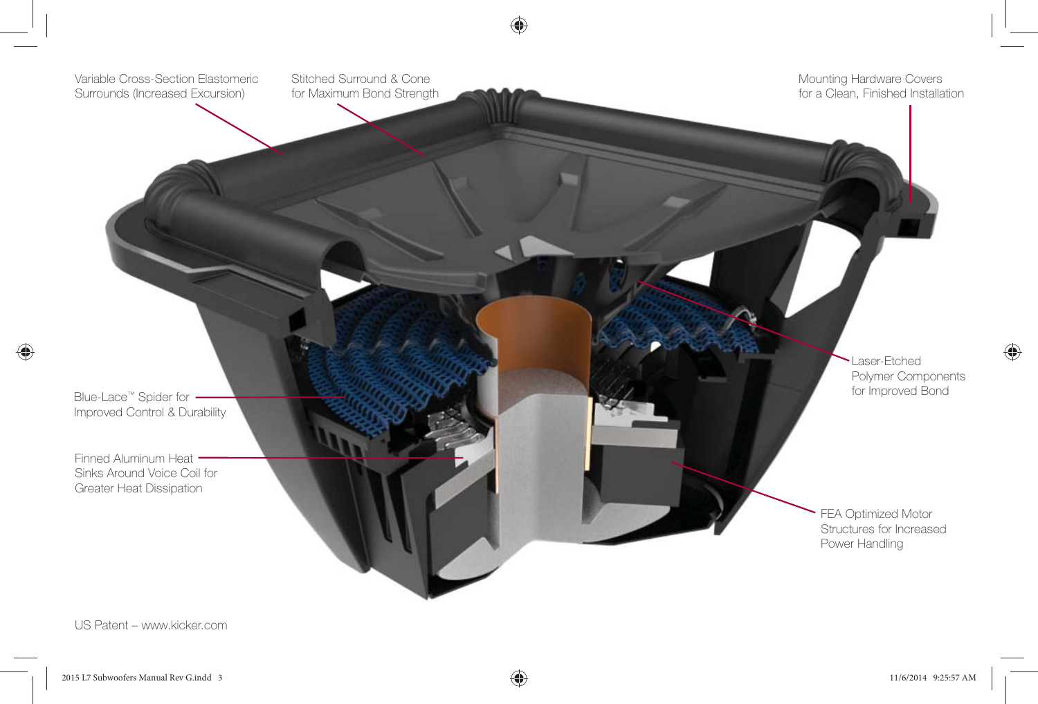Variable Cross-Section Elastomeric Surrounds (Increased Excursion)

Stitched Surround & Cone for Maximum Bond Strength

Mounting Hardware Covers for a Clean, Finished Installation

Laser-Etched Polymer Components for Improved Bond

Blue-Lace™ Spider for Improved Control & Durability

Finned Aluminum Heat Sinks Around Voice Coil for Greater Heat Dissipation

FEA Optimized Motor Structures for Increased Power Handling

US Patent – www.kicker.com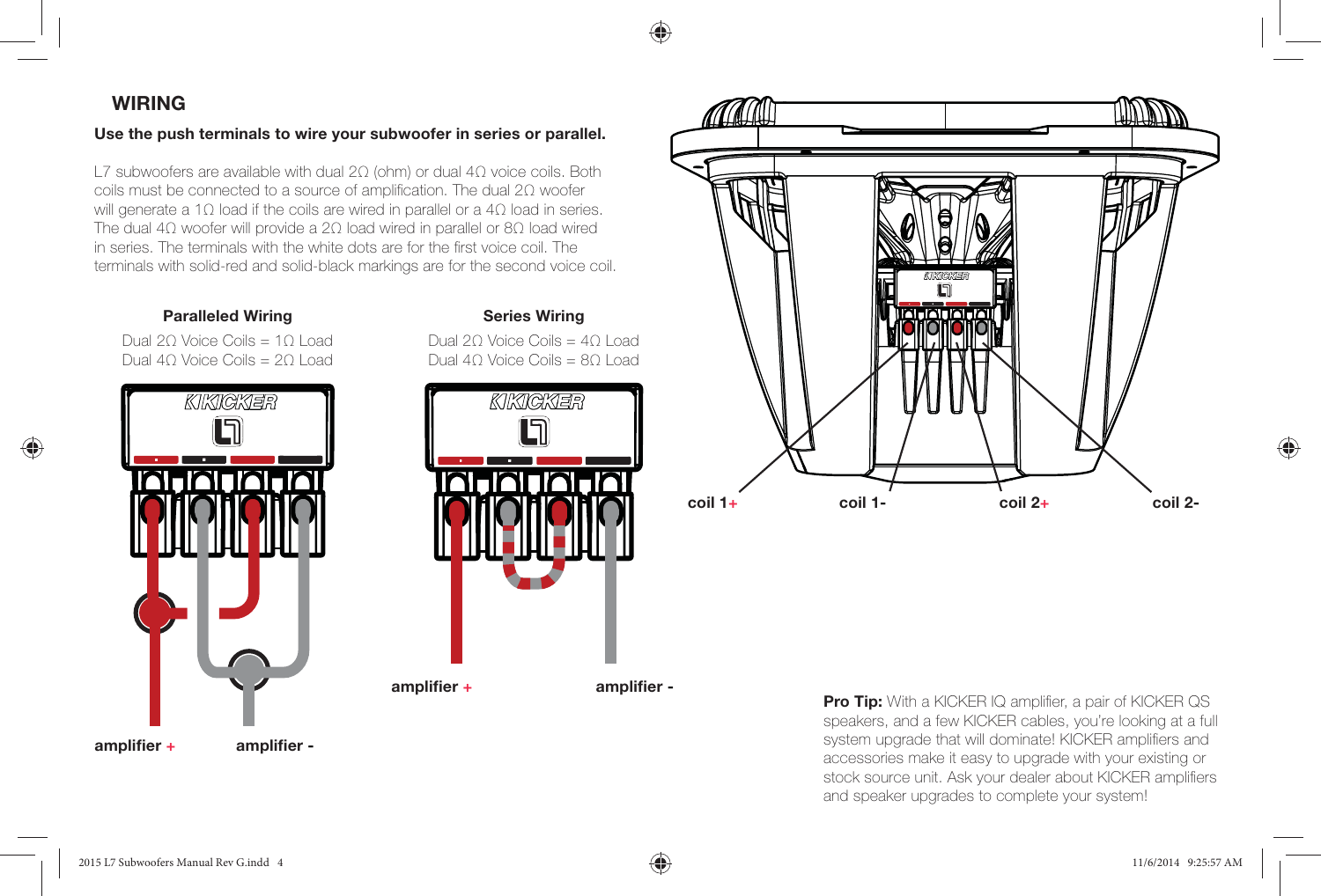## WIRING

**Use the push terminals to wire your subwoofer in series or parallel.**

L7 subwoofers are available with dual 2Ω (ohm) or dual 4Ω voice coils. Both coils must be connected to a source of amplification. The dual 2Ω woofer will generate a 1Ω load if the coils are wired in parallel or a 4Ω load in series. The dual 4Ω woofer will provide a 2Ω load wired in parallel or 8Ω load wired in series. The terminals with the white dots are for the first voice coil. The terminals with solid-red and solid-black markings are for the second voice coil.

### Paralleled Wiring

Dual 2Ω Voice Coils = 1Ω Load
Dual 4Ω Voice Coils = 2Ω Load

amplifier + amplifier -

### Series Wiring

Dual 2Ω Voice Coils = 4Ω Load
Dual 4Ω Voice Coils = 8Ω Load

amplifier + amplifier -

coil 1+ coil 1- coil 2+ coil 2-

**Pro Tip:** With a KICKER IQ amplifier, a pair of KICKER QS speakers, and a few KICKER cables, you're looking at a full system upgrade that will dominate! KICKER amplifiers and accessories make it easy to upgrade with your existing or stock source unit. Ask your dealer about KICKER amplifiers and speaker upgrades to complete your system!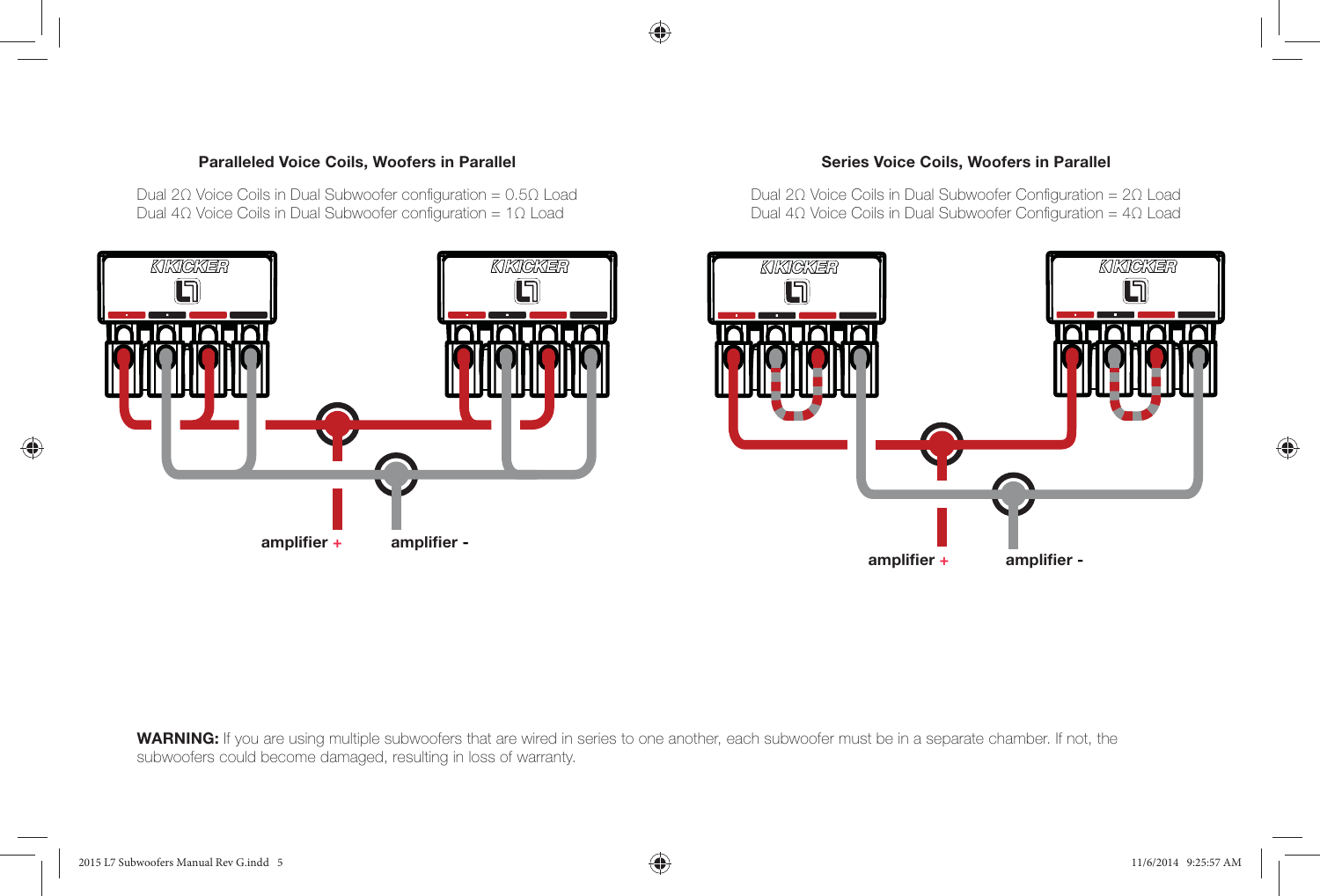### Paralleled Voice Coils, Woofers in Parallel

Dual 2Ω Voice Coils in Dual Subwoofer configuration = 0.5Ω Load
Dual 4Ω Voice Coils in Dual Subwoofer configuration = 1Ω Load

amplifier + amplifier -

### Series Voice Coils, Woofers in Parallel

Dual 2Ω Voice Coils in Dual Subwoofer Configuration = 2Ω Load
Dual 4Ω Voice Coils in Dual Subwoofer Configuration = 4Ω Load

amplifier + amplifier -

**WARNING:** If you are using multiple subwoofers that are wired in series to one another, each subwoofer must be in a separate chamber. If not, the subwoofers could become damaged, resulting in loss of warranty.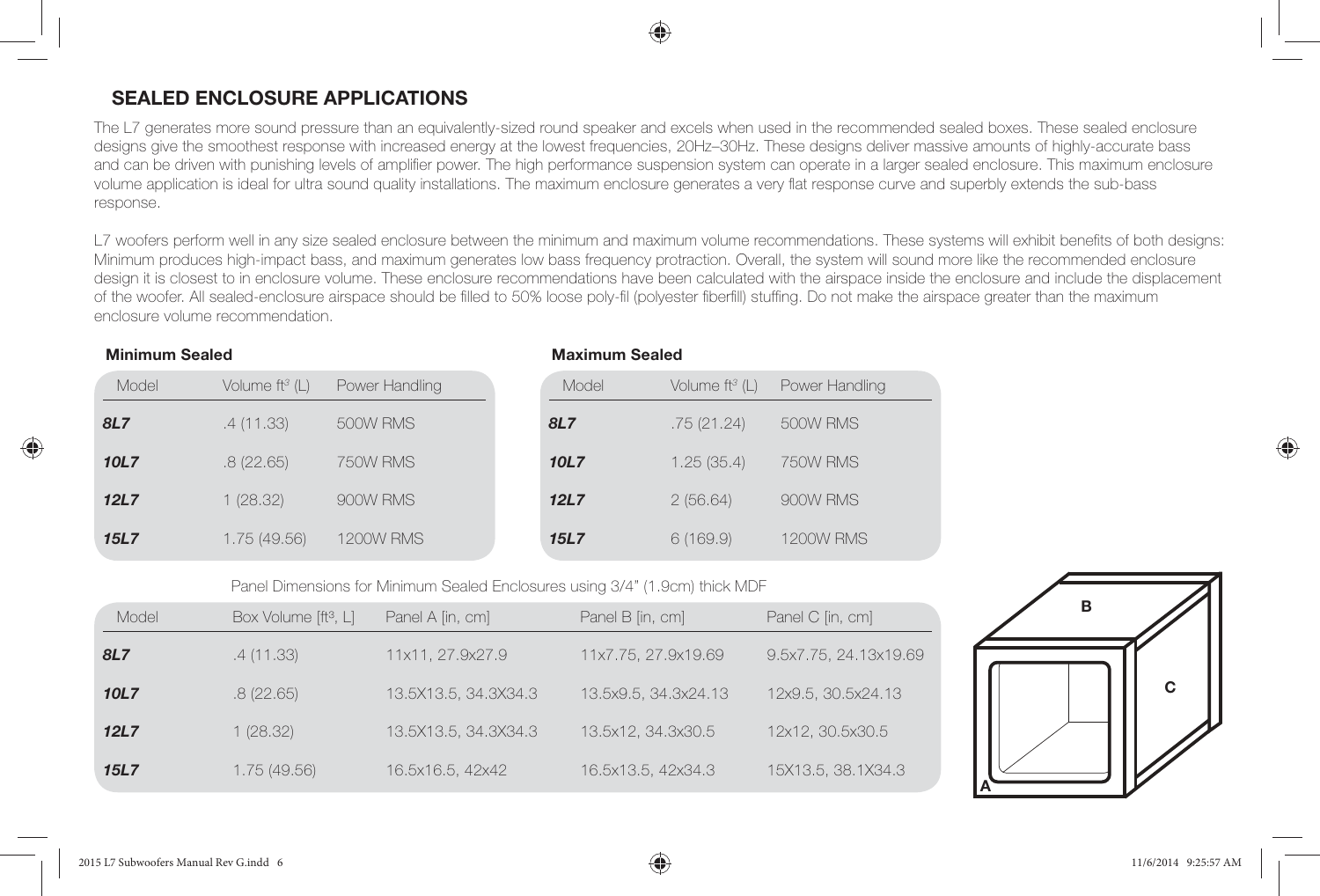## SEALED ENCLOSURE APPLICATIONS

The L7 generates more sound pressure than an equivalently-sized round speaker and excels when used in the recommended sealed boxes. These sealed enclosure designs give the smoothest response with increased energy at the lowest frequencies, 20Hz–30Hz. These designs deliver massive amounts of highly-accurate bass and can be driven with punishing levels of amplifier power. The high performance suspension system can operate in a larger sealed enclosure. This maximum enclosure volume application is ideal for ultra sound quality installations. The maximum enclosure generates a very flat response curve and superbly extends the sub-bass response.

L7 woofers perform well in any size sealed enclosure between the minimum and maximum volume recommendations. These systems will exhibit benefits of both designs: Minimum produces high-impact bass, and maximum generates low bass frequency protraction. Overall, the system will sound more like the recommended enclosure design it is closest to in enclosure volume. These enclosure recommendations have been calculated with the airspace inside the enclosure and include the displacement of the woofer. All sealed-enclosure airspace should be filled to 50% loose poly-fil (polyester fiberfill) stuffing. Do not make the airspace greater than the maximum enclosure volume recommendation.

**Minimum Sealed**

| Model | Volume ft³ (L) | Power Handling |
|---|---|---|
| ***8L7*** | .4 (11.33) | 500W RMS |
| ***10L7*** | .8 (22.65) | 750W RMS |
| ***12L7*** | 1 (28.32) | 900W RMS |
| ***15L7*** | 1.75 (49.56) | 1200W RMS |

**Maximum Sealed**

| Model | Volume ft³ (L) | Power Handling |
|---|---|---|
| ***8L7*** | .75 (21.24) | 500W RMS |
| ***10L7*** | 1.25 (35.4) | 750W RMS |
| ***12L7*** | 2 (56.64) | 900W RMS |
| ***15L7*** | 6 (169.9) | 1200W RMS |

Panel Dimensions for Minimum Sealed Enclosures using 3/4" (1.9cm) thick MDF

| Model | Box Volume [ft³, L] | Panel A [in, cm] | Panel B [in, cm] | Panel C [in, cm] |
|---|---|---|---|---|
| ***8L7*** | .4 (11.33) | 11x11, 27.9x27.9 | 11x7.75, 27.9x19.69 | 9.5x7.75, 24.13x19.69 |
| ***10L7*** | .8 (22.65) | 13.5X13.5, 34.3X34.3 | 13.5x9.5, 34.3x24.13 | 12x9.5, 30.5x24.13 |
| ***12L7*** | 1 (28.32) | 13.5X13.5, 34.3X34.3 | 13.5x12, 34.3x30.5 | 12x12, 30.5x30.5 |
| ***15L7*** | 1.75 (49.56) | 16.5x16.5, 42x42 | 16.5x13.5, 42x34.3 | 15X13.5, 38.1X34.3 |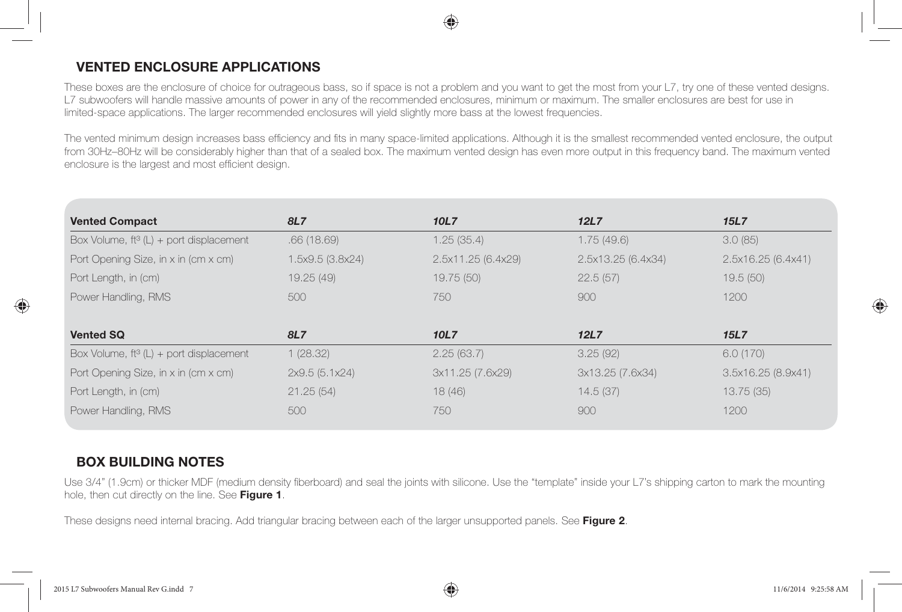## VENTED ENCLOSURE APPLICATIONS

These boxes are the enclosure of choice for outrageous bass, so if space is not a problem and you want to get the most from your L7, try one of these vented designs. L7 subwoofers will handle massive amounts of power in any of the recommended enclosures, minimum or maximum. The smaller enclosures are best for use in limited-space applications. The larger recommended enclosures will yield slightly more bass at the lowest frequencies.

The vented minimum design increases bass efficiency and fits in many space-limited applications. Although it is the smallest recommended vented enclosure, the output from 30Hz–80Hz will be considerably higher than that of a sealed box. The maximum vented design has even more output in this frequency band. The maximum vented enclosure is the largest and most efficient design.

| **Vented Compact** | ***8L7*** | ***10L7*** | ***12L7*** | ***15L7*** |
|---|---|---|---|---|
| Box Volume, ft³ (L) + port displacement | .66 (18.69) | 1.25 (35.4) | 1.75 (49.6) | 3.0 (85) |
| Port Opening Size, in x in (cm x cm) | 1.5x9.5 (3.8x24) | 2.5x11.25 (6.4x29) | 2.5x13.25 (6.4x34) | 2.5x16.25 (6.4x41) |
| Port Length, in (cm) | 19.25 (49) | 19.75 (50) | 22.5 (57) | 19.5 (50) |
| Power Handling, RMS | 500 | 750 | 900 | 1200 |
| **Vented SQ** | ***8L7*** | ***10L7*** | ***12L7*** | ***15L7*** |
| Box Volume, ft³ (L) + port displacement | 1 (28.32) | 2.25 (63.7) | 3.25 (92) | 6.0 (170) |
| Port Opening Size, in x in (cm x cm) | 2x9.5 (5.1x24) | 3x11.25 (7.6x29) | 3x13.25 (7.6x34) | 3.5x16.25 (8.9x41) |
| Port Length, in (cm) | 21.25 (54) | 18 (46) | 14.5 (37) | 13.75 (35) |
| Power Handling, RMS | 500 | 750 | 900 | 1200 |

## BOX BUILDING NOTES

Use 3/4" (1.9cm) or thicker MDF (medium density fiberboard) and seal the joints with silicone. Use the "template" inside your L7's shipping carton to mark the mounting hole, then cut directly on the line. See **Figure 1**.

These designs need internal bracing. Add triangular bracing between each of the larger unsupported panels. See **Figure 2**.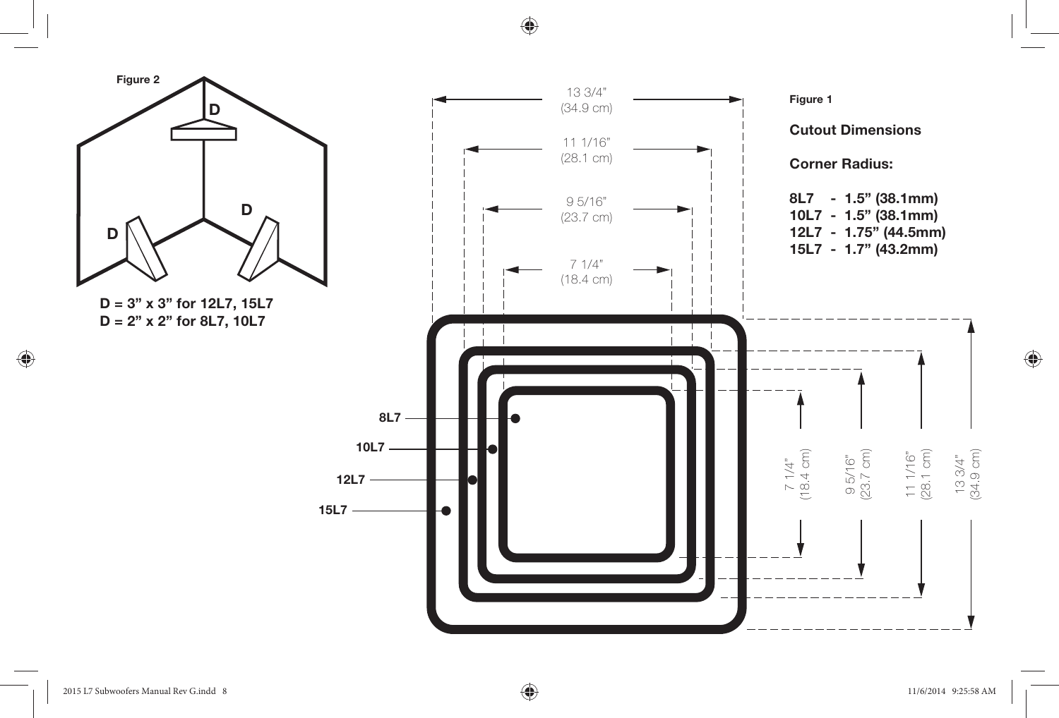**Figure 2**

D

D

D

**D = 3" x 3" for 12L7, 15L7**
**D = 2" x 2" for 8L7, 10L7**

**Figure 1**

**Cutout Dimensions**

**Corner Radius:**

**8L7 - 1.5" (38.1mm)**
**10L7 - 1.5" (38.1mm)**
**12L7 - 1.75" (44.5mm)**
**15L7 - 1.7" (43.2mm)**

| Model | Cutout Dimensions |
| --- | --- |
| 8L7 | 7 1/4" (18.4 cm) |
| 10L7 | 9 5/16" (23.7 cm) |
| 12L7 | 11 1/16" (28.1 cm) |
| 15L7 | 13 3/4" (34.9 cm) |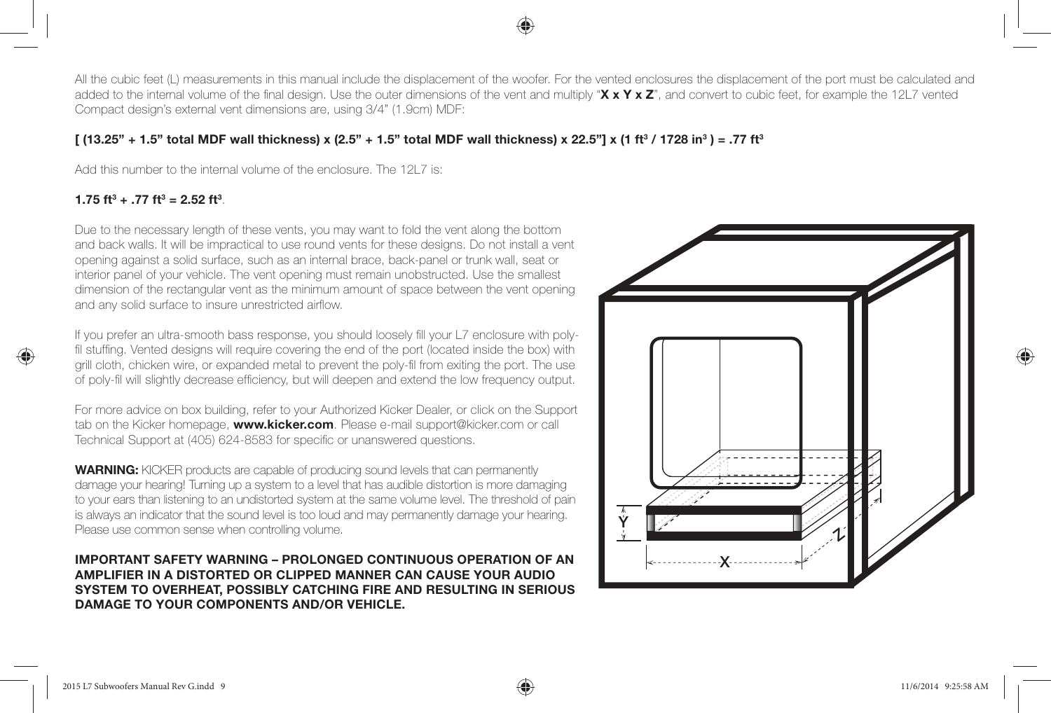All the cubic feet (L) measurements in this manual include the displacement of the woofer. For the vented enclosures the displacement of the port must be calculated and added to the internal volume of the final design. Use the outer dimensions of the vent and multiply "**X x Y x Z**", and convert to cubic feet, for example the 12L7 vented Compact design's external vent dimensions are, using 3/4" (1.9cm) MDF:

**[ (13.25" + 1.5" total MDF wall thickness) x (2.5" + 1.5" total MDF wall thickness) x 22.5"] x (1 ft$^3$ / 1728 in$^3$ ) = .77 ft$^3$**

Add this number to the internal volume of the enclosure. The 12L7 is:

**1.75 ft$^3$ + .77 ft$^3$ = 2.52 ft$^3$**.

Due to the necessary length of these vents, you may want to fold the vent along the bottom and back walls. It will be impractical to use round vents for these designs. Do not install a vent opening against a solid surface, such as an internal brace, back-panel or trunk wall, seat or interior panel of your vehicle. The vent opening must remain unobstructed. Use the smallest dimension of the rectangular vent as the minimum amount of space between the vent opening and any solid surface to insure unrestricted airflow.

If you prefer an ultra-smooth bass response, you should loosely fill your L7 enclosure with poly-fil stuffing. Vented designs will require covering the end of the port (located inside the box) with grill cloth, chicken wire, or expanded metal to prevent the poly-fil from exiting the port. The use of poly-fil will slightly decrease efficiency, but will deepen and extend the low frequency output.

For more advice on box building, refer to your Authorized Kicker Dealer, or click on the Support tab on the Kicker homepage, **www.kicker.com**. Please e-mail support@kicker.com or call Technical Support at (405) 624-8583 for specific or unanswered questions.

**WARNING:** KICKER products are capable of producing sound levels that can permanently damage your hearing! Turning up a system to a level that has audible distortion is more damaging to your ears than listening to an undistorted system at the same volume level. The threshold of pain is always an indicator that the sound level is too loud and may permanently damage your hearing. Please use common sense when controlling volume.

**IMPORTANT SAFETY WARNING – PROLONGED CONTINUOUS OPERATION OF AN AMPLIFIER IN A DISTORTED OR CLIPPED MANNER CAN CAUSE YOUR AUDIO SYSTEM TO OVERHEAT, POSSIBLY CATCHING FIRE AND RESULTING IN SERIOUS DAMAGE TO YOUR COMPONENTS AND/OR VEHICLE.**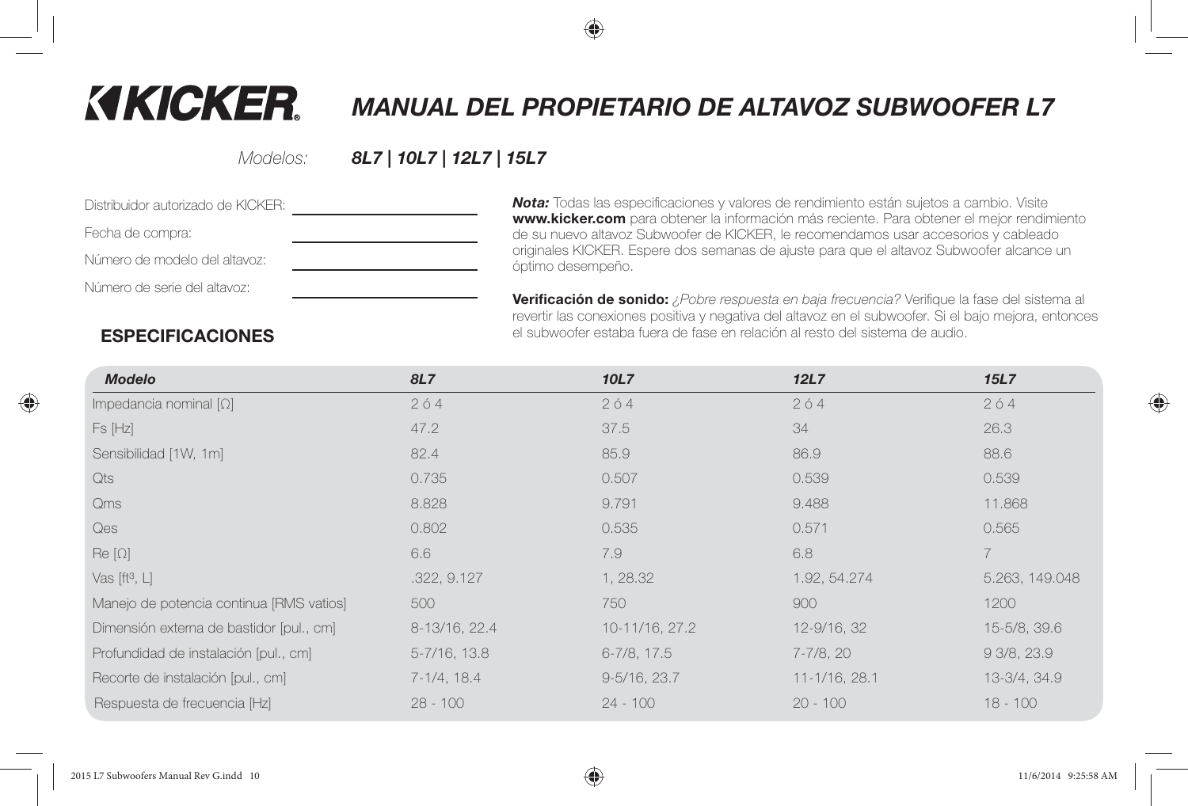# KICKER

# MANUAL DEL PROPIETARIO DE ALTAVOZ SUBWOOFER L7

*Modelos:* ***8L7 | 10L7 | 12L7 | 15L7***

Distribuidor autorizado de KICKER: \_\_\_\_\_\_\_\_\_\_\_\_\_\_\_\_\_\_\_\_

Fecha de compra: \_\_\_\_\_\_\_\_\_\_\_\_\_\_\_\_\_\_\_\_

Número de modelo del altavoz: \_\_\_\_\_\_\_\_\_\_\_\_\_\_\_\_\_\_\_\_

Número de serie del altavoz: \_\_\_\_\_\_\_\_\_\_\_\_\_\_\_\_\_\_\_\_

***Nota:*** Todas las especificaciones y valores de rendimiento están sujetos a cambio. Visite **www.kicker.com** para obtener la información más reciente. Para obtener el mejor rendimiento de su nuevo altavoz Subwoofer de KICKER, le recomendamos usar accesorios y cableado originales KICKER. Espere dos semanas de ajuste para que el altavoz Subwoofer alcance un óptimo desempeño.

**Verificación de sonido:** *¿Pobre respuesta en baja frecuencia?* Verifique la fase del sistema al revertir las conexiones positiva y negativa del altavoz en el subwoofer. Si el bajo mejora, entonces el subwoofer estaba fuera de fase en relación al resto del sistema de audio.

## ESPECIFICACIONES

| ***Modelo*** | ***8L7*** | ***10L7*** | ***12L7*** | ***15L7*** |
|---|---|---|---|---|
| Impedancia nominal [Ω] | 2 ó 4 | 2 ó 4 | 2 ó 4 | 2 ó 4 |
| Fs [Hz] | 47.2 | 37.5 | 34 | 26.3 |
| Sensibilidad [1W, 1m] | 82.4 | 85.9 | 86.9 | 88.6 |
| Qts | 0.735 | 0.507 | 0.539 | 0.539 |
| Qms | 8.828 | 9.791 | 9.488 | 11.868 |
| Qes | 0.802 | 0.535 | 0.571 | 0.565 |
| Re [Ω] | 6.6 | 7.9 | 6.8 | 7 |
| Vas [ft³, L] | .322, 9.127 | 1, 28.32 | 1.92, 54.274 | 5.263, 149.048 |
| Manejo de potencia continua [RMS vatios] | 500 | 750 | 900 | 1200 |
| Dimensión externa de bastidor [pul., cm] | 8-13/16, 22.4 | 10-11/16, 27.2 | 12-9/16, 32 | 15-5/8, 39.6 |
| Profundidad de instalación [pul., cm] | 5-7/16, 13.8 | 6-7/8, 17.5 | 7-7/8, 20 | 9 3/8, 23.9 |
| Recorte de instalación [pul., cm] | 7-1/4, 18.4 | 9-5/16, 23.7 | 11-1/16, 28.1 | 13-3/4, 34.9 |
| Respuesta de frecuencia [Hz] | 28 - 100 | 24 - 100 | 20 - 100 | 18 - 100 |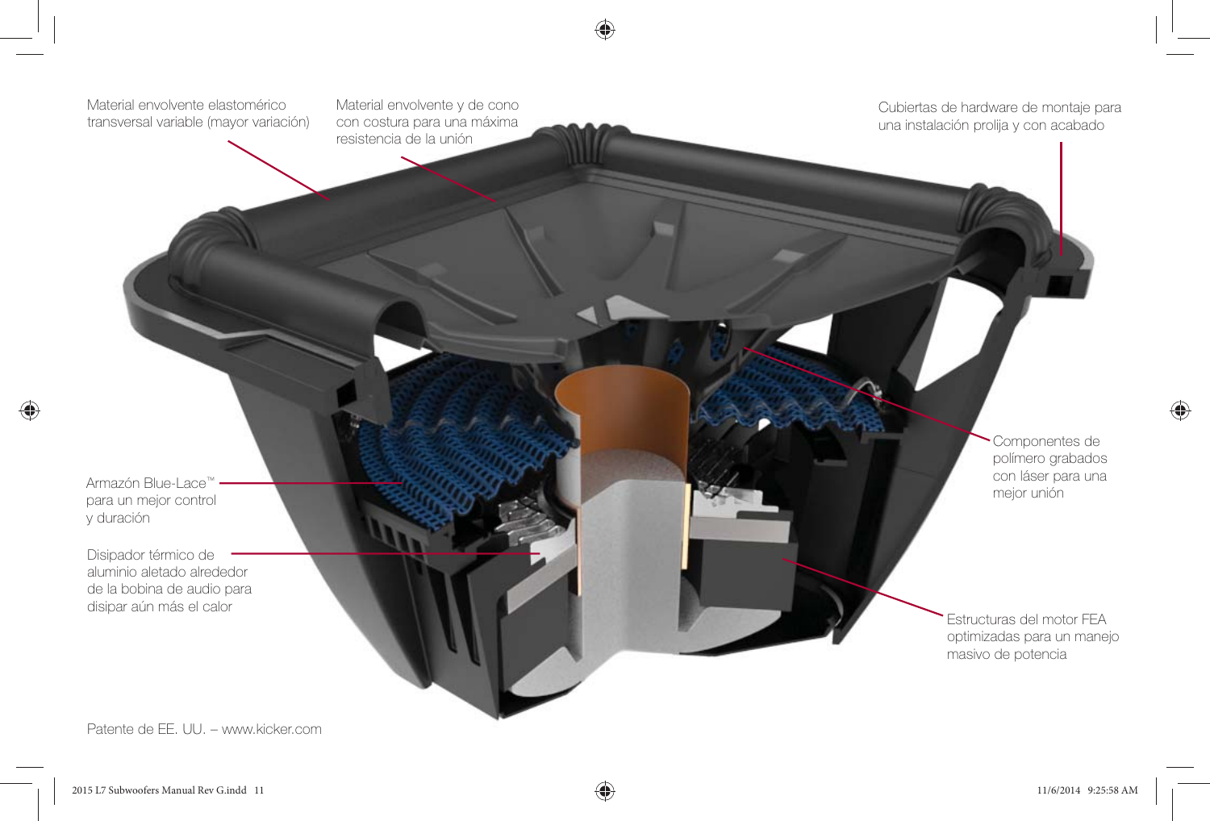Material envolvente elastomérico transversal variable (mayor variación)

Material envolvente y de cono con costura para una máxima resistencia de la unión

Cubiertas de hardware de montaje para una instalación prolija y con acabado

Componentes de polímero grabados con láser para una mejor unión

Armazón Blue-Lace™ para un mejor control y duración

Disipador térmico de aluminio aletado alrededor de la bobina de audio para disipar aún más el calor

Estructuras del motor FEA optimizadas para un manejo masivo de potencia

Patente de EE. UU. – www.kicker.com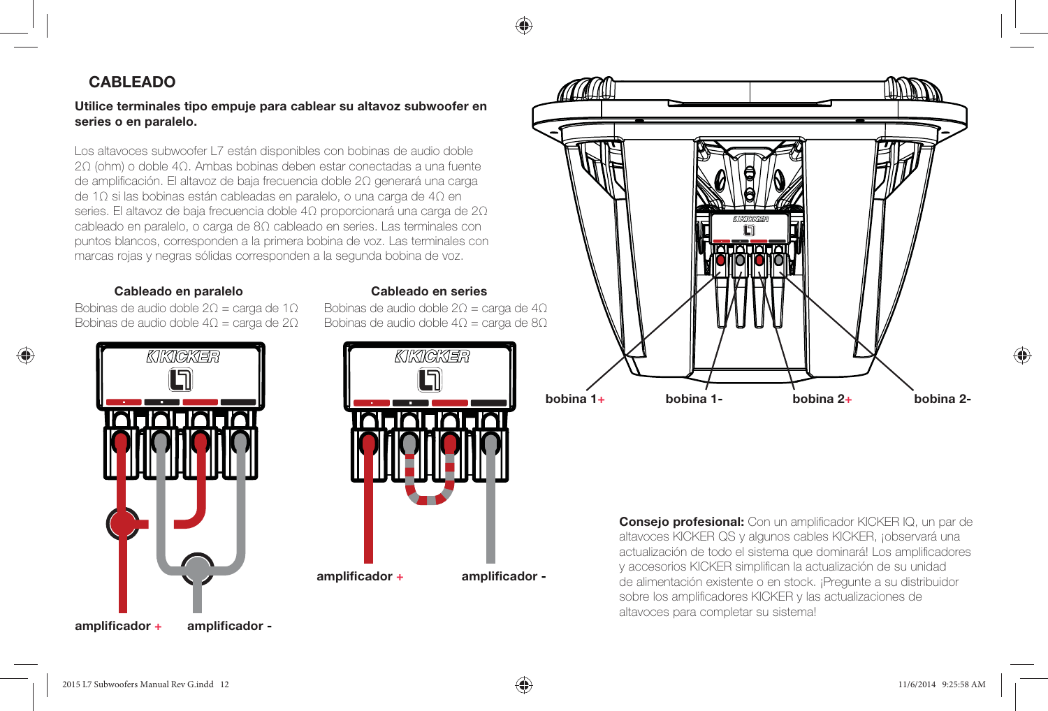## CABLEADO

**Utilice terminales tipo empuje para cablear su altavoz subwoofer en series o en paralelo.**

Los altavoces subwoofer L7 están disponibles con bobinas de audio doble 2Ω (ohm) o doble 4Ω. Ambas bobinas deben estar conectadas a una fuente de amplificación. El altavoz de baja frecuencia doble 2Ω generará una carga de 1Ω si las bobinas están cableadas en paralelo, o una carga de 4Ω en series. El altavoz de baja frecuencia doble 4Ω proporcionará una carga de 2Ω cableado en paralelo, o carga de 8Ω cableado en series. Las terminales con puntos blancos, corresponden a la primera bobina de voz. Las terminales con marcas rojas y negras sólidas corresponden a la segunda bobina de voz.

**Cableado en paralelo**

Bobinas de audio doble 2Ω = carga de 1Ω
Bobinas de audio doble 4Ω = carga de 2Ω

**amplificador +** **amplificador -**

**Cableado en series**

Bobinas de audio doble 2Ω = carga de 4Ω
Bobinas de audio doble 4Ω = carga de 8Ω

**amplificador +** **amplificador -**

**bobina 1+** **bobina 1-** **bobina 2+** **bobina 2-**

**Consejo profesional:** Con un amplificador KICKER IQ, un par de altavoces KICKER QS y algunos cables KICKER, ¡observará una actualización de todo el sistema que dominará! Los amplificadores y accesorios KICKER simplifican la actualización de su unidad de alimentación existente o en stock. ¡Pregunte a su distribuidor sobre los amplificadores KICKER y las actualizaciones de altavoces para completar su sistema!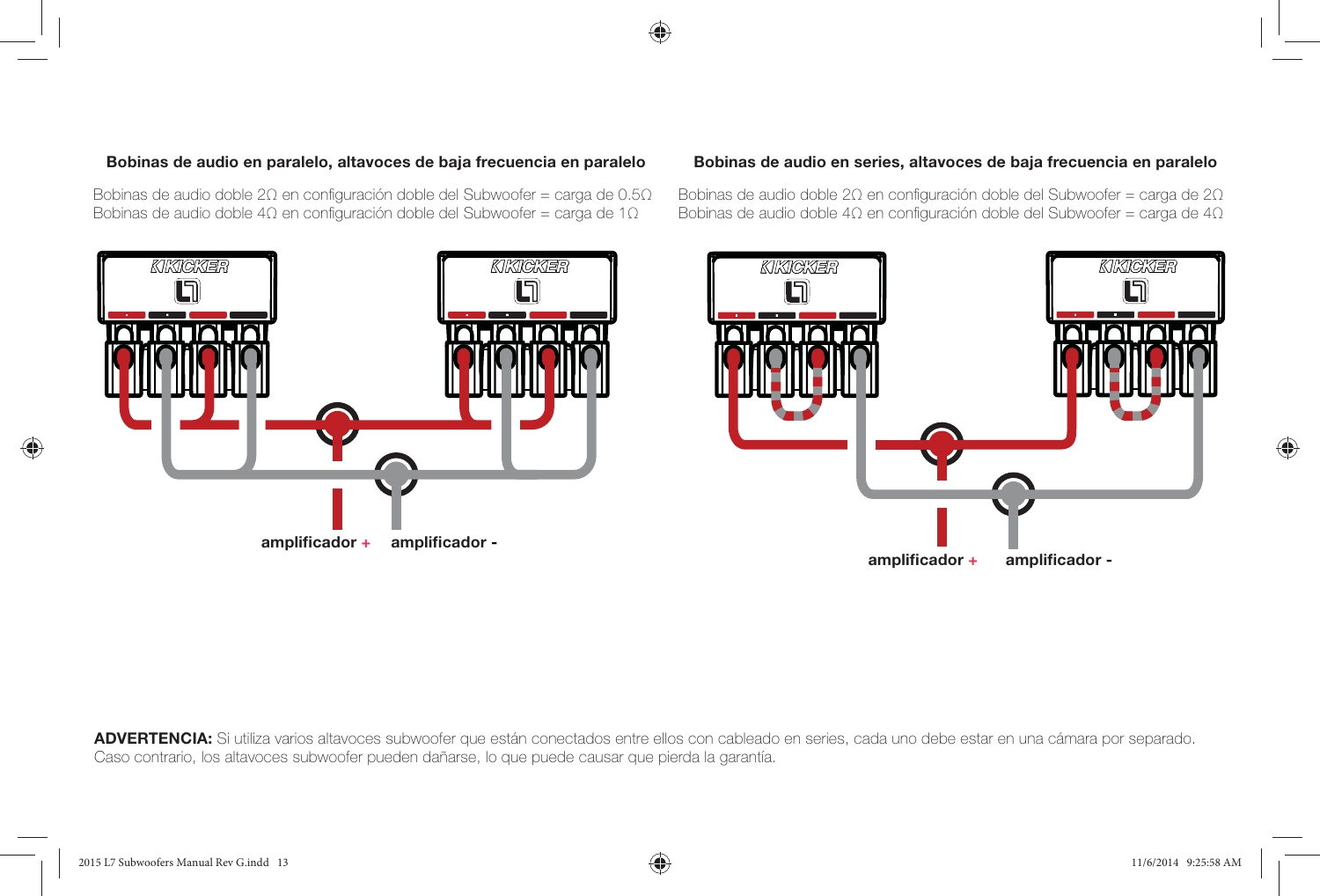### Bobinas de audio en paralelo, altavoces de baja frecuencia en paralelo

Bobinas de audio doble 2Ω en configuración doble del Subwoofer = carga de 0.5Ω
Bobinas de audio doble 4Ω en configuración doble del Subwoofer = carga de 1Ω

amplificador + amplificador -

### Bobinas de audio en series, altavoces de baja frecuencia en paralelo

Bobinas de audio doble 2Ω en configuración doble del Subwoofer = carga de 2Ω
Bobinas de audio doble 4Ω en configuración doble del Subwoofer = carga de 4Ω

amplificador + amplificador -

**ADVERTENCIA:** Si utiliza varios altavoces subwoofer que están conectados entre ellos con cableado en series, cada uno debe estar en una cámara por separado. Caso contrario, los altavoces subwoofer pueden dañarse, lo que puede causar que pierda la garantía.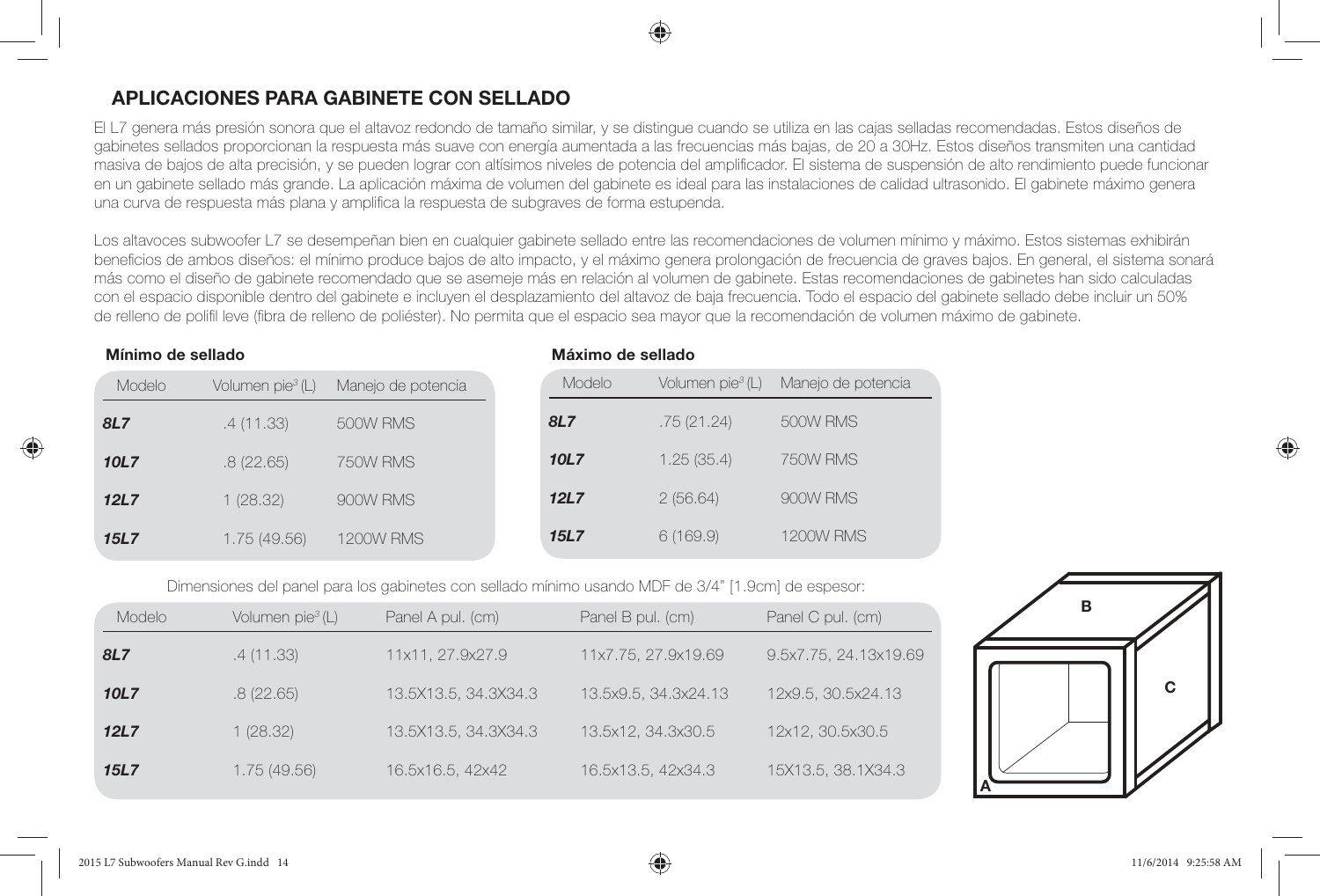## APLICACIONES PARA GABINETE CON SELLADO

El L7 genera más presión sonora que el altavoz redondo de tamaño similar, y se distingue cuando se utiliza en las cajas selladas recomendadas. Estos diseños de gabinetes sellados proporcionan la respuesta más suave con energía aumentada a las frecuencias más bajas, de 20 a 30Hz. Estos diseños transmiten una cantidad masiva de bajos de alta precisión, y se pueden lograr con altísimos niveles de potencia del amplificador. El sistema de suspensión de alto rendimiento puede funcionar en un gabinete sellado más grande. La aplicación máxima de volumen del gabinete es ideal para las instalaciones de calidad ultrasonido. El gabinete máximo genera una curva de respuesta más plana y amplifica la respuesta de subgraves de forma estupenda.

Los altavoces subwoofer L7 se desempeñan bien en cualquier gabinete sellado entre las recomendaciones de volumen mínimo y máximo. Estos sistemas exhibirán beneficios de ambos diseños: el mínimo produce bajos de alto impacto, y el máximo genera prolongación de frecuencia de graves bajos. En general, el sistema sonará más como el diseño de gabinete recomendado que se asemeje más en relación al volumen de gabinete. Estas recomendaciones de gabinetes han sido calculadas con el espacio disponible dentro del gabinete e incluyen el desplazamiento del altavoz de baja frecuencia. Todo el espacio del gabinete sellado debe incluir un 50% de relleno de polifil leve (fibra de relleno de poliéster). No permita que el espacio sea mayor que la recomendación de volumen máximo de gabinete.

**Mínimo de sellado**

| Modelo | Volumen pie³ (L) | Manejo de potencia |
|---|---|---|
| ***8L7*** | .4 (11.33) | 500W RMS |
| ***10L7*** | .8 (22.65) | 750W RMS |
| ***12L7*** | 1 (28.32) | 900W RMS |
| ***15L7*** | 1.75 (49.56) | 1200W RMS |

**Máximo de sellado**

| Modelo | Volumen pie³ (L) | Manejo de potencia |
|---|---|---|
| ***8L7*** | .75 (21.24) | 500W RMS |
| ***10L7*** | 1.25 (35.4) | 750W RMS |
| ***12L7*** | 2 (56.64) | 900W RMS |
| ***15L7*** | 6 (169.9) | 1200W RMS |

Dimensiones del panel para los gabinetes con sellado mínimo usando MDF de 3/4" [1.9cm] de espesor:

| Modelo | Volumen pie³ (L) | Panel A pul. (cm) | Panel B pul. (cm) | Panel C pul. (cm) |
|---|---|---|---|---|
| ***8L7*** | .4 (11.33) | 11x11, 27.9x27.9 | 11x7.75, 27.9x19.69 | 9.5x7.75, 24.13x19.69 |
| ***10L7*** | .8 (22.65) | 13.5X13.5, 34.3X34.3 | 13.5x9.5, 34.3x24.13 | 12x9.5, 30.5x24.13 |
| ***12L7*** | 1 (28.32) | 13.5X13.5, 34.3X34.3 | 13.5x12, 34.3x30.5 | 12x12, 30.5x30.5 |
| ***15L7*** | 1.75 (49.56) | 16.5x16.5, 42x42 | 16.5x13.5, 42x34.3 | 15X13.5, 38.1X34.3 |

B

C

A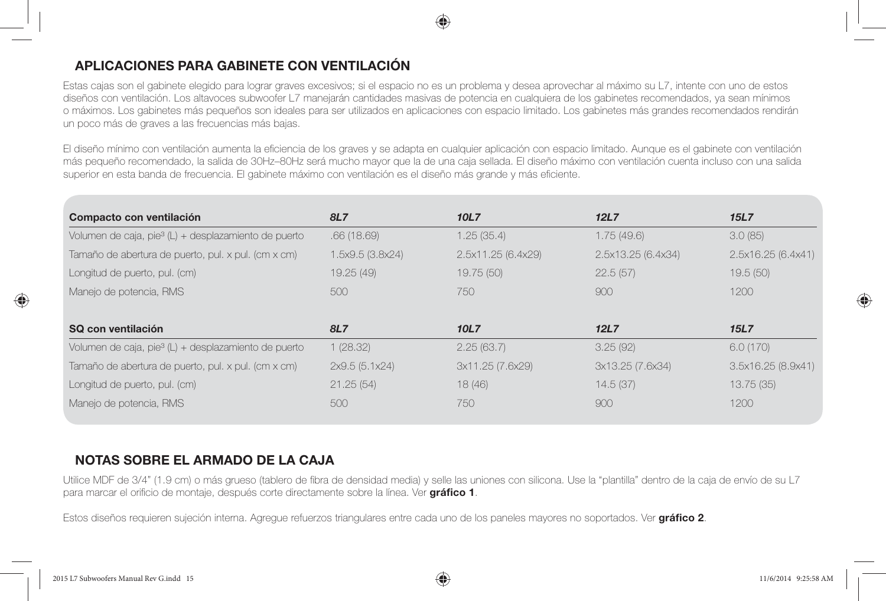## APLICACIONES PARA GABINETE CON VENTILACIÓN

Estas cajas son el gabinete elegido para lograr graves excesivos; si el espacio no es un problema y desea aprovechar al máximo su L7, intente con uno de estos diseños con ventilación. Los altavoces subwoofer L7 manejarán cantidades masivas de potencia en cualquiera de los gabinetes recomendados, ya sean mínimos o máximos. Los gabinetes más pequeños son ideales para ser utilizados en aplicaciones con espacio limitado. Los gabinetes más grandes recomendados rendirán un poco más de graves a las frecuencias más bajas.

El diseño mínimo con ventilación aumenta la eficiencia de los graves y se adapta en cualquier aplicación con espacio limitado. Aunque es el gabinete con ventilación más pequeño recomendado, la salida de 30Hz–80Hz será mucho mayor que la de una caja sellada. El diseño máximo con ventilación cuenta incluso con una salida superior en esta banda de frecuencia. El gabinete máximo con ventilación es el diseño más grande y más eficiente.

| **Compacto con ventilación** | ***8L7*** | ***10L7*** | ***12L7*** | ***15L7*** |
|---|---|---|---|---|
| Volumen de caja, pie³ (L) + desplazamiento de puerto | .66 (18.69) | 1.25 (35.4) | 1.75 (49.6) | 3.0 (85) |
| Tamaño de abertura de puerto, pul. x pul. (cm x cm) | 1.5x9.5 (3.8x24) | 2.5x11.25 (6.4x29) | 2.5x13.25 (6.4x34) | 2.5x16.25 (6.4x41) |
| Longitud de puerto, pul. (cm) | 19.25 (49) | 19.75 (50) | 22.5 (57) | 19.5 (50) |
| Manejo de potencia, RMS | 500 | 750 | 900 | 1200 |
| **SQ con ventilación** | ***8L7*** | ***10L7*** | ***12L7*** | ***15L7*** |
| Volumen de caja, pie³ (L) + desplazamiento de puerto | 1 (28.32) | 2.25 (63.7) | 3.25 (92) | 6.0 (170) |
| Tamaño de abertura de puerto, pul. x pul. (cm x cm) | 2x9.5 (5.1x24) | 3x11.25 (7.6x29) | 3x13.25 (7.6x34) | 3.5x16.25 (8.9x41) |
| Longitud de puerto, pul. (cm) | 21.25 (54) | 18 (46) | 14.5 (37) | 13.75 (35) |
| Manejo de potencia, RMS | 500 | 750 | 900 | 1200 |

## NOTAS SOBRE EL ARMADO DE LA CAJA

Utilice MDF de 3/4" (1.9 cm) o más grueso (tablero de fibra de densidad media) y selle las uniones con silicona. Use la "plantilla" dentro de la caja de envío de su L7 para marcar el orificio de montaje, después corte directamente sobre la línea. Ver **gráfico 1**.

Estos diseños requieren sujeción interna. Agregue refuerzos triangulares entre cada uno de los paneles mayores no soportados. Ver **gráfico 2**.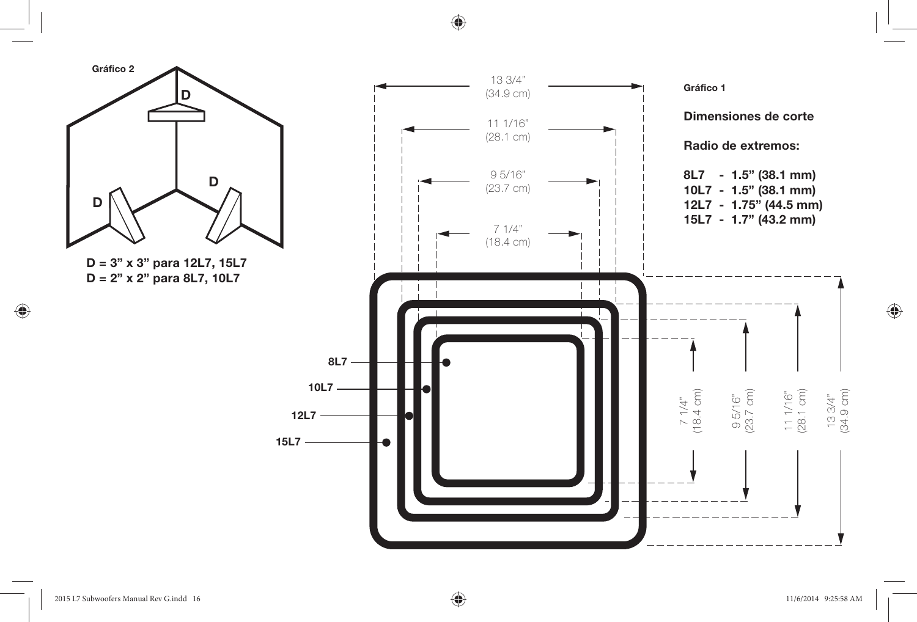**Gráfico 2**

D = 3" x 3" para 12L7, 15L7
D = 2" x 2" para 8L7, 10L7

**Gráfico 1**

**Dimensiones de corte**

**Radio de extremos:**

**8L7 - 1.5" (38.1 mm)**
**10L7 - 1.5" (38.1 mm)**
**12L7 - 1.75" (44.5 mm)**
**15L7 - 1.7" (43.2 mm)**

| Modelo | Dimensión |
|---|---|
| 8L7 | 7 1/4" (18.4 cm) |
| 10L7 | 9 5/16" (23.7 cm) |
| 12L7 | 11 1/16" (28.1 cm) |
| 15L7 | 13 3/4" (34.9 cm) |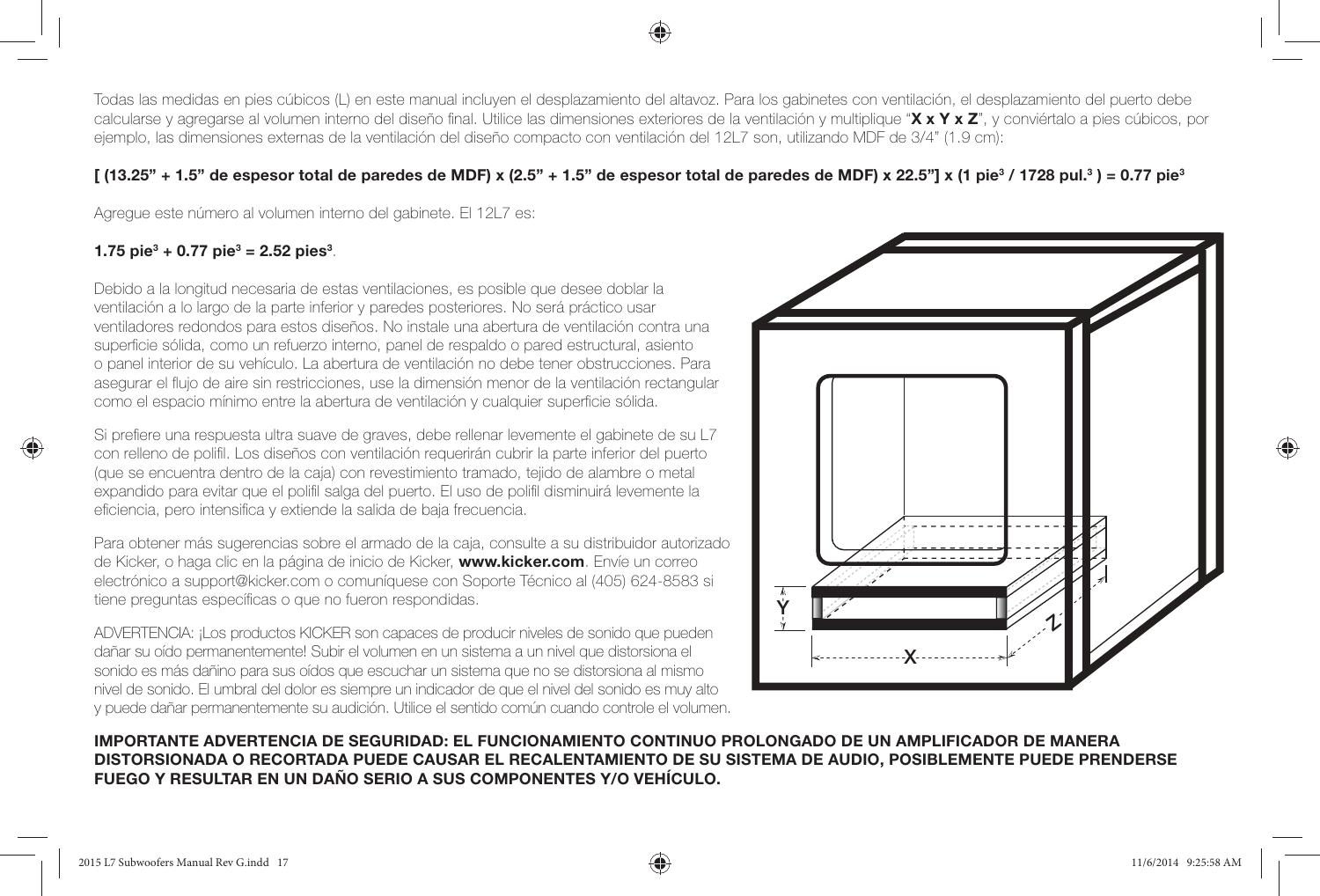Todas las medidas en pies cúbicos (L) en este manual incluyen el desplazamiento del altavoz. Para los gabinetes con ventilación, el desplazamiento del puerto debe calcularse y agregarse al volumen interno del diseño final. Utilice las dimensiones exteriores de la ventilación y multiplique "**X x Y x Z**", y conviértalo a pies cúbicos, por ejemplo, las dimensiones externas de la ventilación del diseño compacto con ventilación del 12L7 son, utilizando MDF de 3/4" (1.9 cm):

**[ (13.25" + 1.5" de espesor total de paredes de MDF) x (2.5" + 1.5" de espesor total de paredes de MDF) x 22.5"] x (1 pie³ / 1728 pul.³ ) = 0.77 pie³**

Agregue este número al volumen interno del gabinete. El 12L7 es:

**1.75 pie³ + 0.77 pie³ = 2.52 pies³**.

Debido a la longitud necesaria de estas ventilaciones, es posible que desee doblar la ventilación a lo largo de la parte inferior y paredes posteriores. No será práctico usar ventiladores redondos para estos diseños. No instale una abertura de ventilación contra una superficie sólida, como un refuerzo interno, panel de respaldo o pared estructural, asiento o panel interior de su vehículo. La abertura de ventilación no debe tener obstrucciones. Para asegurar el flujo de aire sin restricciones, use la dimensión menor de la ventilación rectangular como el espacio mínimo entre la abertura de ventilación y cualquier superficie sólida.

Si prefiere una respuesta ultra suave de graves, debe rellenar levemente el gabinete de su L7 con relleno de polifil. Los diseños con ventilación requerirán cubrir la parte inferior del puerto (que se encuentra dentro de la caja) con revestimiento tramado, tejido de alambre o metal expandido para evitar que el polifil salga del puerto. El uso de polifil disminuirá levemente la eficiencia, pero intensifica y extiende la salida de baja frecuencia.

Para obtener más sugerencias sobre el armado de la caja, consulte a su distribuidor autorizado de Kicker, o haga clic en la página de inicio de Kicker, **www.kicker.com**. Envíe un correo electrónico a support@kicker.com o comuníquese con Soporte Técnico al (405) 624-8583 si tiene preguntas específicas o que no fueron respondidas.

ADVERTENCIA: ¡Los productos KICKER son capaces de producir niveles de sonido que pueden dañar su oído permanentemente! Subir el volumen en un sistema a un nivel que distorsiona el sonido es más dañino para sus oídos que escuchar un sistema que no se distorsiona al mismo nivel de sonido. El umbral del dolor es siempre un indicador de que el nivel del sonido es muy alto y puede dañar permanentemente su audición. Utilice el sentido común cuando controle el volumen.

**IMPORTANTE ADVERTENCIA DE SEGURIDAD: EL FUNCIONAMIENTO CONTINUO PROLONGADO DE UN AMPLIFICADOR DE MANERA DISTORSIONADA O RECORTADA PUEDE CAUSAR EL RECALENTAMIENTO DE SU SISTEMA DE AUDIO, POSIBLEMENTE PUEDE PRENDERSE FUEGO Y RESULTAR EN UN DAÑO SERIO A SUS COMPONENTES Y/O VEHÍCULO.**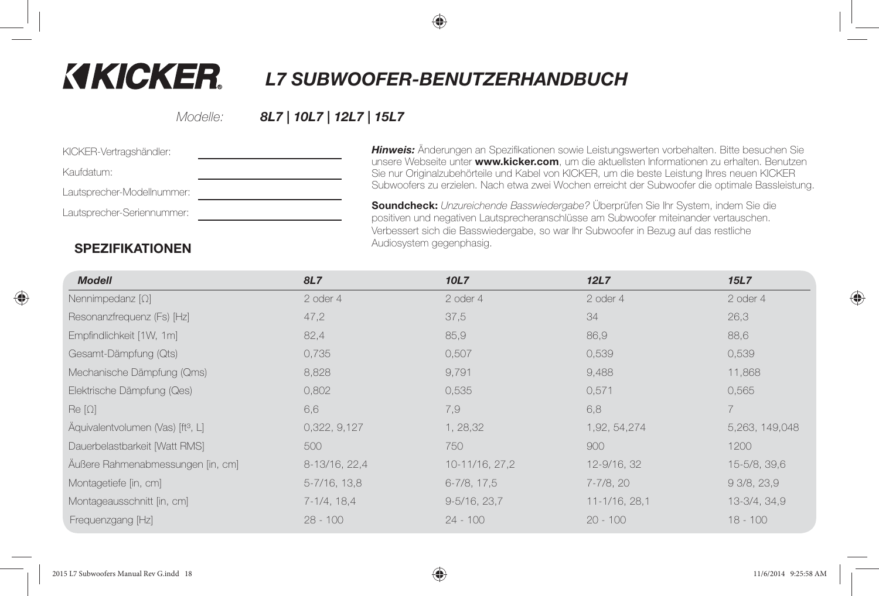# KICKER L7 SUBWOOFER-BENUTZERHANDBUCH

*Modelle:* ***8L7 | 10L7 | 12L7 | 15L7***

KICKER-Vertragshändler: ______________________

Kaufdatum: ______________________

Lautsprecher-Modellnummer: ______________________

Lautsprecher-Seriennummer: ______________________

***Hinweis:*** Änderungen an Spezifikationen sowie Leistungswerten vorbehalten. Bitte besuchen Sie unsere Webseite unter **www.kicker.com**, um die aktuellsten Informationen zu erhalten. Benutzen Sie nur Originalzubehörteile und Kabel von KICKER, um die beste Leistung Ihres neuen KICKER Subwoofers zu erzielen. Nach etwa zwei Wochen erreicht der Subwoofer die optimale Bassleistung.

**Soundcheck:** *Unzureichende Basswiedergabe?* Überprüfen Sie Ihr System, indem Sie die positiven und negativen Lautsprecheranschlüsse am Subwoofer miteinander vertauschen. Verbessert sich die Basswiedergabe, so war Ihr Subwoofer in Bezug auf das restliche Audiosystem gegenphasig.

## SPEZIFIKATIONEN

| *Modell* | *8L7* | *10L7* | *12L7* | *15L7* |
|---|---|---|---|---|
| Nennimpedanz [Ω] | 2 oder 4 | 2 oder 4 | 2 oder 4 | 2 oder 4 |
| Resonanzfrequenz (Fs) [Hz] | 47,2 | 37,5 | 34 | 26,3 |
| Empfindlichkeit [1W, 1m] | 82,4 | 85,9 | 86,9 | 88,6 |
| Gesamt-Dämpfung (Qts) | 0,735 | 0,507 | 0,539 | 0,539 |
| Mechanische Dämpfung (Qms) | 8,828 | 9,791 | 9,488 | 11,868 |
| Elektrische Dämpfung (Qes) | 0,802 | 0,535 | 0,571 | 0,565 |
| Re [Ω] | 6,6 | 7,9 | 6,8 | 7 |
| Äquivalentvolumen (Vas) [ft³, L] | 0,322, 9,127 | 1, 28,32 | 1,92, 54,274 | 5,263, 149,048 |
| Dauerbelastbarkeit [Watt RMS] | 500 | 750 | 900 | 1200 |
| Äußere Rahmenabmessungen [in, cm] | 8-13/16, 22,4 | 10-11/16, 27,2 | 12-9/16, 32 | 15-5/8, 39,6 |
| Montagetiefe [in, cm] | 5-7/16, 13,8 | 6-7/8, 17,5 | 7-7/8, 20 | 9 3/8, 23,9 |
| Montageausschnitt [in, cm] | 7-1/4, 18,4 | 9-5/16, 23,7 | 11-1/16, 28,1 | 13-3/4, 34,9 |
| Frequenzgang [Hz] | 28 - 100 | 24 - 100 | 20 - 100 | 18 - 100 |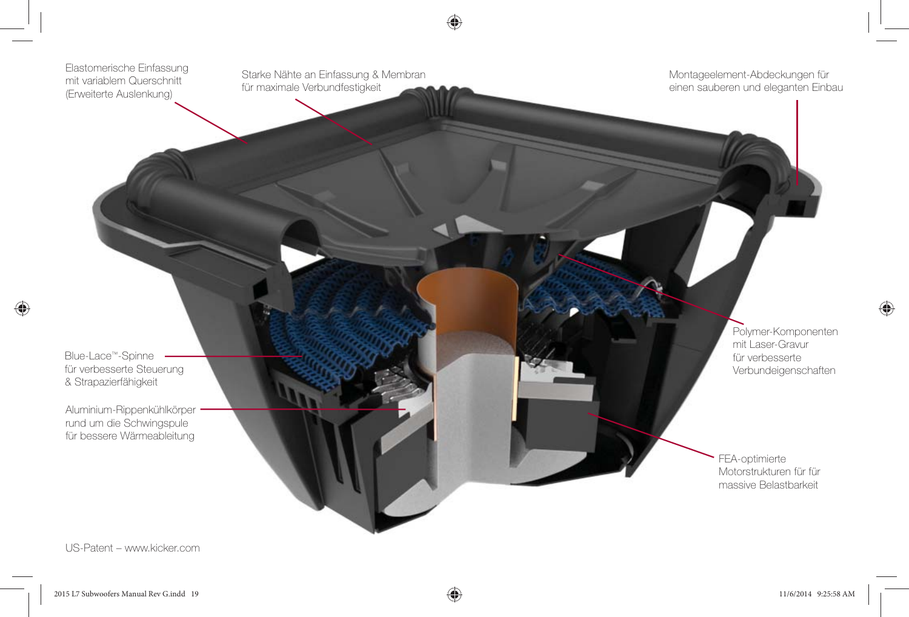Elastomerische Einfassung mit variablem Querschnitt (Erweiterte Auslenkung)

Starke Nähte an Einfassung & Membran für maximale Verbundfestigkeit

Montageelement-Abdeckungen für einen sauberen und eleganten Einbau

Polymer-Komponenten mit Laser-Gravur für verbesserte Verbundeigenschaften

Blue-Lace™-Spinne für verbesserte Steuerung & Strapazierfähigkeit

Aluminium-Rippenkühlkörper rund um die Schwingspule für bessere Wärmeableitung

FEA-optimierte Motorstrukturen für für massive Belastbarkeit

US-Patent – www.kicker.com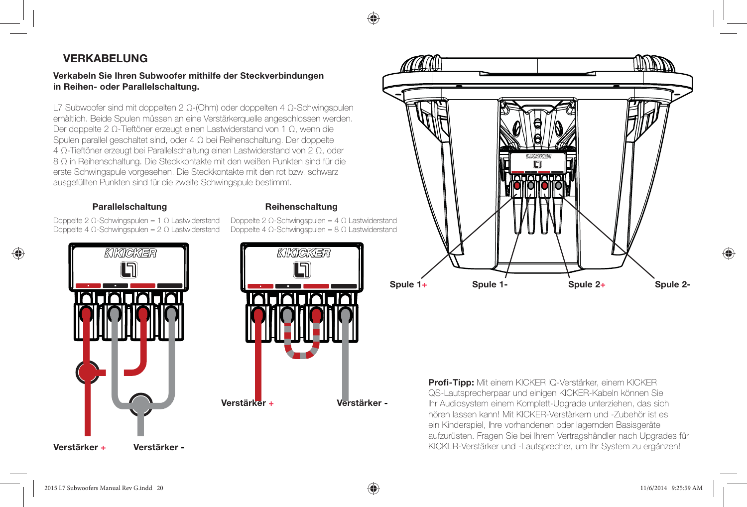## VERKABELUNG

**Verkabeln Sie Ihren Subwoofer mithilfe der Steckverbindungen in Reihen- oder Parallelschaltung.**

L7 Subwoofer sind mit doppelten 2 Ω-(Ohm) oder doppelten 4 Ω-Schwingspulen erhältlich. Beide Spulen müssen an eine Verstärkerquelle angeschlossen werden. Der doppelte 2 Ω-Tieftöner erzeugt einen Lastwiderstand von 1 Ω, wenn die Spulen parallel geschaltet sind, oder 4 Ω bei Reihenschaltung. Der doppelte 4 Ω-Tieftöner erzeugt bei Parallelschaltung einen Lastwiderstand von 2 Ω, oder 8 Ω in Reihenschaltung. Die Steckkontakte mit den weißen Punkten sind für die erste Schwingspule vorgesehen. Die Steckkontakte mit den rot bzw. schwarz ausgefüllten Punkten sind für die zweite Schwingspule bestimmt.

**Parallelschaltung**

Doppelte 2 Ω-Schwingspulen = 1 Ω Lastwiderstand
Doppelte 4 Ω-Schwingspulen = 2 Ω Lastwiderstand

**Verstärker +** **Verstärker -**

**Reihenschaltung**

Doppelte 2 Ω-Schwingspulen = 4 Ω Lastwiderstand
Doppelte 4 Ω-Schwingspulen = 8 Ω Lastwiderstand

**Verstärker +** **Verstärker -**

**Spule 1+** **Spule 1-** **Spule 2+** **Spule 2-**

**Profi-Tipp:** Mit einem KICKER IQ-Verstärker, einem KICKER QS-Lautsprecherpaar und einigen KICKER-Kabeln können Sie Ihr Audiosystem einem Komplett-Upgrade unterziehen, das sich hören lassen kann! Mit KICKER-Verstärkern und -Zubehör ist es ein Kinderspiel, Ihre vorhandenen oder lagernden Basisgeräte aufzurüsten. Fragen Sie bei Ihrem Vertragshändler nach Upgrades für KICKER-Verstärker und -Lautsprecher, um Ihr System zu ergänzen!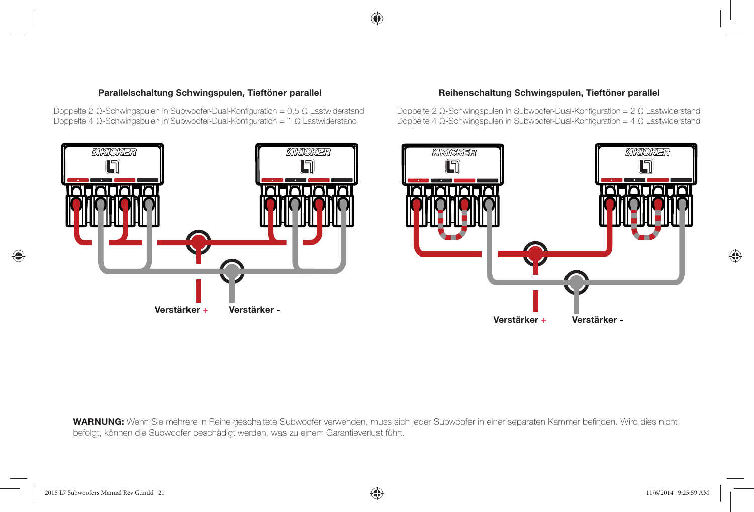## Parallelschaltung Schwingspulen, Tieftöner parallel

Doppelte 2 Ω-Schwingspulen in Subwoofer-Dual-Konfiguration = 0,5 Ω Lastwiderstand
Doppelte 4 Ω-Schwingspulen in Subwoofer-Dual-Konfiguration = 1 Ω Lastwiderstand

Verstärker + Verstärker -

## Reihenschaltung Schwingspulen, Tieftöner parallel

Doppelte 2 Ω-Schwingspulen in Subwoofer-Dual-Konfiguration = 2 Ω Lastwiderstand
Doppelte 4 Ω-Schwingspulen in Subwoofer-Dual-Konfiguration = 4 Ω Lastwiderstand

Verstärker + Verstärker -

**WARNUNG:** Wenn Sie mehrere in Reihe geschaltete Subwoofer verwenden, muss sich jeder Subwoofer in einer separaten Kammer befinden. Wird dies nicht befolgt, können die Subwoofer beschädigt werden, was zu einem Garantieverlust führt.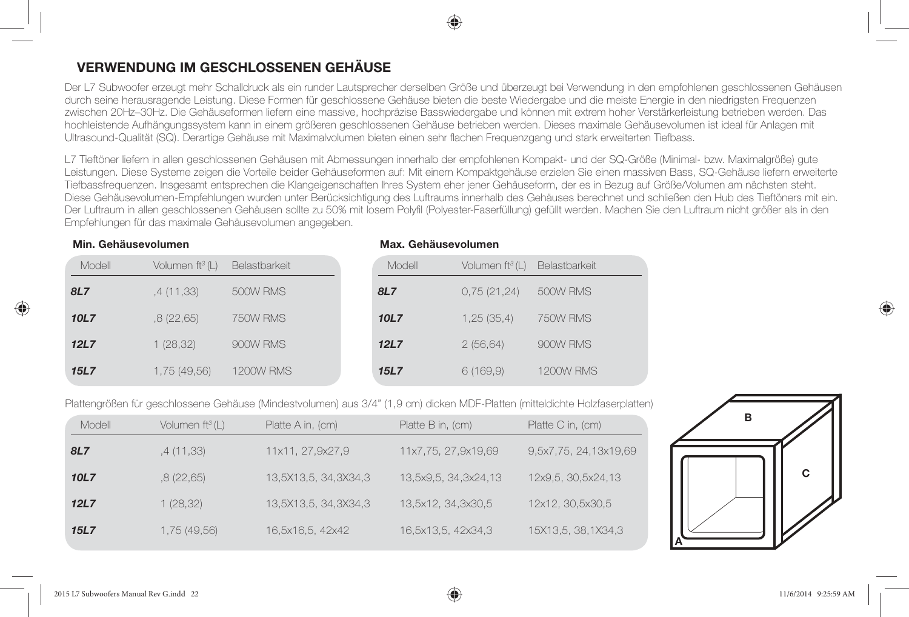## VERWENDUNG IM GESCHLOSSENEN GEHÄUSE

Der L7 Subwoofer erzeugt mehr Schalldruck als ein runder Lautsprecher derselben Größe und überzeugt bei Verwendung in den empfohlenen geschlossenen Gehäusen durch seine herausragende Leistung. Diese Formen für geschlossene Gehäuse bieten die beste Wiedergabe und die meiste Energie in den niedrigsten Frequenzen zwischen 20Hz–30Hz. Die Gehäuseformen liefern eine massive, hochpräzise Basswiedergabe und können mit extrem hoher Verstärkerleistung betrieben werden. Das hochleistende Aufhängungssystem kann in einem größeren geschlossenen Gehäuse betrieben werden. Dieses maximale Gehäusevolumen ist ideal für Anlagen mit Ultrasound-Qualität (SQ). Derartige Gehäuse mit Maximalvolumen bieten einen sehr flachen Frequenzgang und stark erweiterten Tiefbass.

L7 Tieftöner liefern in allen geschlossenen Gehäusen mit Abmessungen innerhalb der empfohlenen Kompakt- und der SQ-Größe (Minimal- bzw. Maximalgröße) gute Leistungen. Diese Systeme zeigen die Vorteile beider Gehäuseformen auf: Mit einem Kompaktgehäuse erzielen Sie einen massiven Bass, SQ-Gehäuse liefern erweiterte Tiefbassfrequenzen. Insgesamt entsprechen die Klangeigenschaften Ihres System eher jener Gehäuseform, der es in Bezug auf Größe/Volumen am nächsten steht. Diese Gehäusevolumen-Empfehlungen wurden unter Berücksichtigung des Luftraums innerhalb des Gehäuses berechnet und schließen den Hub des Tieftöners mit ein. Der Luftraum in allen geschlossenen Gehäusen sollte zu 50% mit losem Polyfil (Polyester-Faserfüllung) gefüllt werden. Machen Sie den Luftraum nicht größer als in den Empfehlungen für das maximale Gehäusevolumen angegeben.

**Min. Gehäusevolumen**

| Modell | Volumen ft³ (L) | Belastbarkeit |
|---|---|---|
| ***8L7*** | ,4 (11,33) | 500W RMS |
| ***10L7*** | ,8 (22,65) | 750W RMS |
| ***12L7*** | 1 (28,32) | 900W RMS |
| ***15L7*** | 1,75 (49,56) | 1200W RMS |

**Max. Gehäusevolumen**

| Modell | Volumen ft³ (L) | Belastbarkeit |
|---|---|---|
| ***8L7*** | 0,75 (21,24) | 500W RMS |
| ***10L7*** | 1,25 (35,4) | 750W RMS |
| ***12L7*** | 2 (56,64) | 900W RMS |
| ***15L7*** | 6 (169,9) | 1200W RMS |

Plattengrößen für geschlossene Gehäuse (Mindestvolumen) aus 3/4" (1,9 cm) dicken MDF-Platten (mitteldichte Holzfaserplatten)

| Modell | Volumen ft³ (L) | Platte A in, (cm) | Platte B in, (cm) | Platte C in, (cm) |
|---|---|---|---|---|
| ***8L7*** | ,4 (11,33) | 11x11, 27,9x27,9 | 11x7,75, 27,9x19,69 | 9,5x7,75, 24,13x19,69 |
| ***10L7*** | ,8 (22,65) | 13,5X13,5, 34,3X34,3 | 13,5x9,5, 34,3x24,13 | 12x9,5, 30,5x24,13 |
| ***12L7*** | 1 (28,32) | 13,5X13,5, 34,3X34,3 | 13,5x12, 34,3x30,5 | 12x12, 30,5x30,5 |
| ***15L7*** | 1,75 (49,56) | 16,5x16,5, 42x42 | 16,5x13,5, 42x34,3 | 15X13,5, 38,1X34,3 |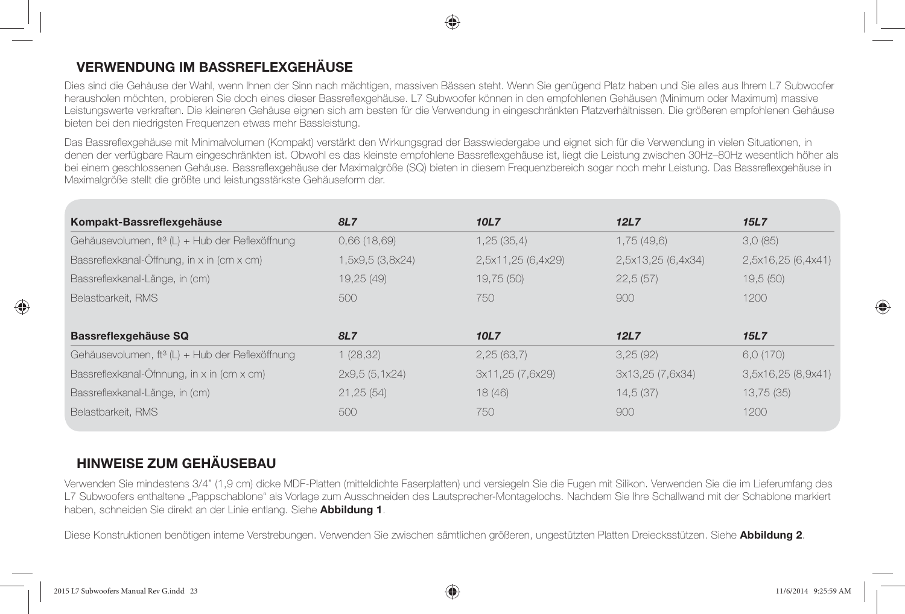## VERWENDUNG IM BASSREFLEXGEHÄUSE

Dies sind die Gehäuse der Wahl, wenn Ihnen der Sinn nach mächtigen, massiven Bässen steht. Wenn Sie genügend Platz haben und Sie alles aus Ihrem L7 Subwoofer herausholen möchten, probieren Sie doch eines dieser Bassreflexgehäuse. L7 Subwoofer können in den empfohlenen Gehäusen (Minimum oder Maximum) massive Leistungswerte verkraften. Die kleineren Gehäuse eignen sich am besten für die Verwendung in eingeschränkten Platzverhältnissen. Die größeren empfohlenen Gehäuse bieten bei den niedrigsten Frequenzen etwas mehr Bassleistung.

Das Bassreflexgehäuse mit Minimalvolumen (Kompakt) verstärkt den Wirkungsgrad der Basswiedergabe und eignet sich für die Verwendung in vielen Situationen, in denen der verfügbare Raum eingeschränkten ist. Obwohl es das kleinste empfohlene Bassreflexgehäuse ist, liegt die Leistung zwischen 30Hz–80Hz wesentlich höher als bei einem geschlossenen Gehäuse. Bassreflexgehäuse der Maximalgröße (SQ) bieten in diesem Frequenzbereich sogar noch mehr Leistung. Das Bassreflexgehäuse in Maximalgröße stellt die größte und leistungsstärkste Gehäuseform dar.

| **Kompakt-Bassreflexgehäuse** | ***8L7*** | ***10L7*** | ***12L7*** | ***15L7*** |
|---|---|---|---|---|
| Gehäusevolumen, ft³ (L) + Hub der Reflexöffnung | 0,66 (18,69) | 1,25 (35,4) | 1,75 (49,6) | 3,0 (85) |
| Bassreflexkanal-Öffnung, in x in (cm x cm) | 1,5x9,5 (3,8x24) | 2,5x11,25 (6,4x29) | 2,5x13,25 (6,4x34) | 2,5x16,25 (6,4x41) |
| Bassreflexkanal-Länge, in (cm) | 19,25 (49) | 19,75 (50) | 22,5 (57) | 19,5 (50) |
| Belastbarkeit, RMS | 500 | 750 | 900 | 1200 |
| **Bassreflexgehäuse SQ** | ***8L7*** | ***10L7*** | ***12L7*** | ***15L7*** |
| Gehäusevolumen, ft³ (L) + Hub der Reflexöffnung | 1 (28,32) | 2,25 (63,7) | 3,25 (92) | 6,0 (170) |
| Bassreflexkanal-Öffnung, in x in (cm x cm) | 2x9,5 (5,1x24) | 3x11,25 (7,6x29) | 3x13,25 (7,6x34) | 3,5x16,25 (8,9x41) |
| Bassreflexkanal-Länge, in (cm) | 21,25 (54) | 18 (46) | 14,5 (37) | 13,75 (35) |
| Belastbarkeit, RMS | 500 | 750 | 900 | 1200 |

## HINWEISE ZUM GEHÄUSEBAU

Verwenden Sie mindestens 3/4" (1,9 cm) dicke MDF-Platten (mitteldichte Faserplatten) und versiegeln Sie die Fugen mit Silikon. Verwenden Sie die im Lieferumfang des L7 Subwoofers enthaltene „Pappschablone" als Vorlage zum Ausschneiden des Lautsprecher-Montagelochs. Nachdem Sie Ihre Schallwand mit der Schablone markiert haben, schneiden Sie direkt an der Linie entlang. Siehe **Abbildung 1**.

Diese Konstruktionen benötigen interne Verstrebungen. Verwenden Sie zwischen sämtlichen größeren, ungestützten Platten Dreiecksstützen. Siehe **Abbildung 2**.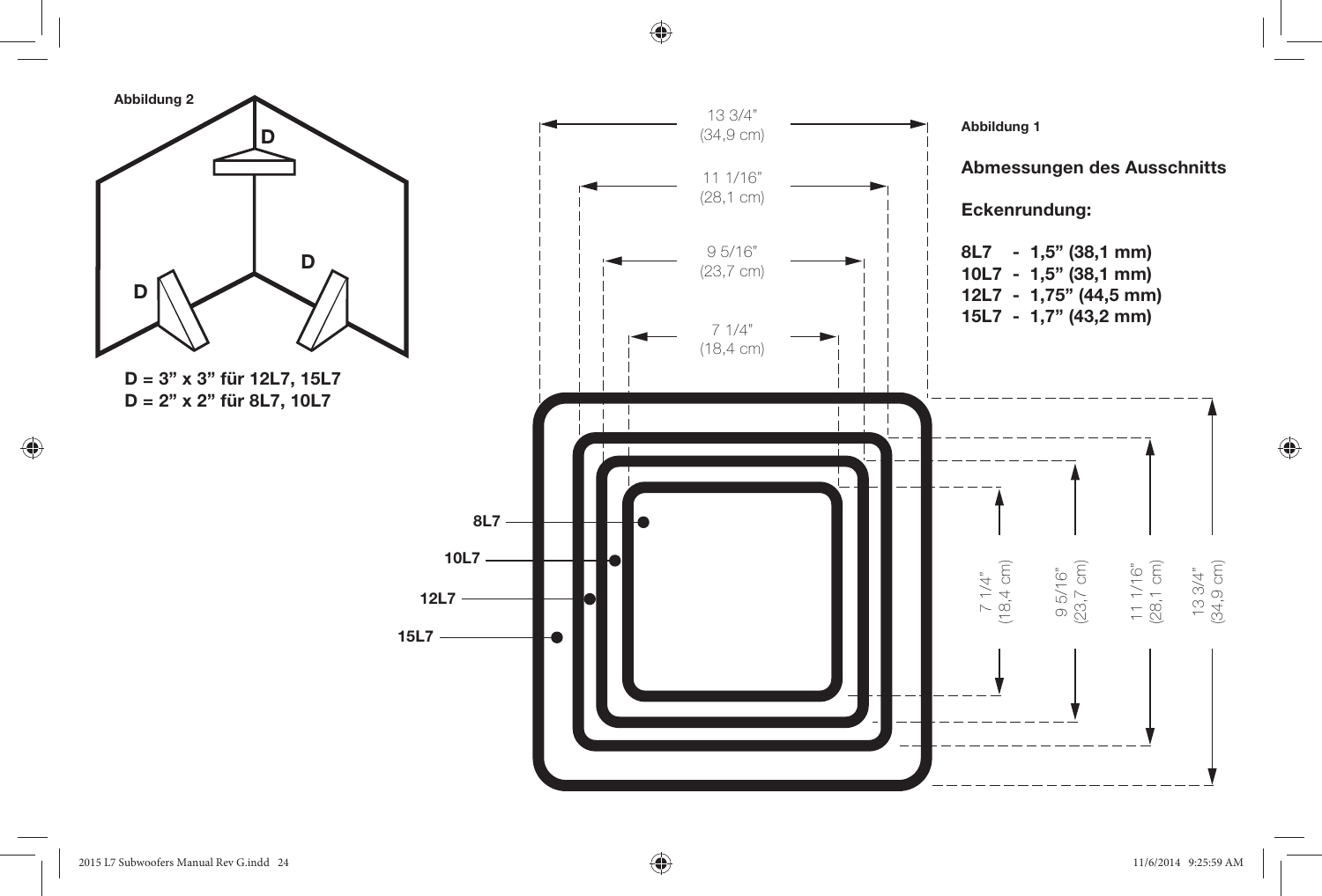**Abbildung 2**

D

D

D

**D = 3" x 3" für 12L7, 15L7**
**D = 2" x 2" für 8L7, 10L7**

13 3/4"
(34,9 cm)

11 1/16"
(28,1 cm)

9 5/16"
(23,7 cm)

7 1/4"
(18,4 cm)

**Abbildung 1**

**Abmessungen des Ausschnitts**

**Eckenrundung:**

**8L7 - 1,5" (38,1 mm)**
**10L7 - 1,5" (38,1 mm)**
**12L7 - 1,75" (44,5 mm)**
**15L7 - 1,7" (43,2 mm)**

8L7

10L7

12L7

15L7

7 1/4"
(18,4 cm)

9 5/16"
(23,7 cm)

11 1/16"
(28,1 cm)

13 3/4"
(34,9 cm)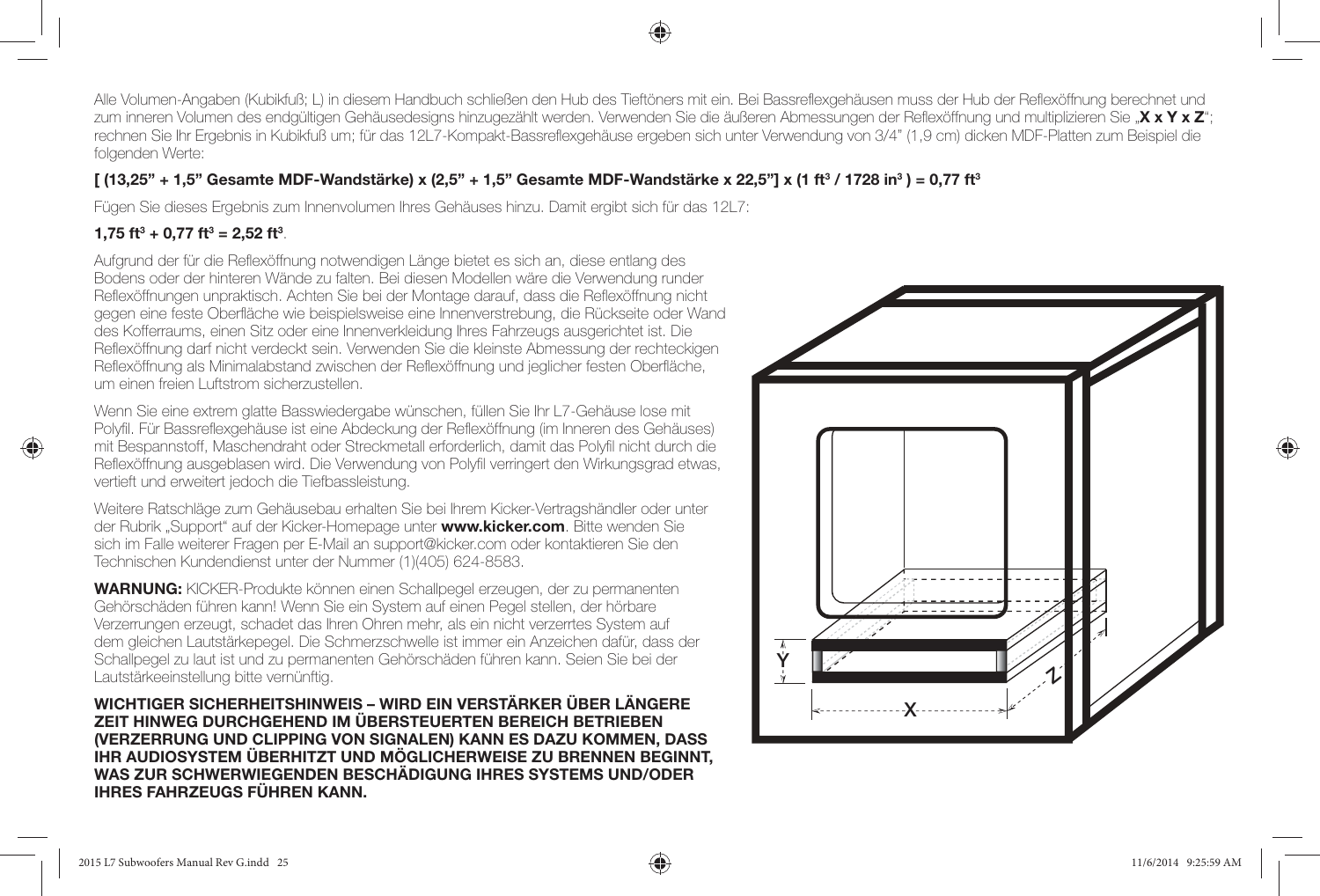Alle Volumen-Angaben (Kubikfuß; L) in diesem Handbuch schließen den Hub des Tieftöners mit ein. Bei Bassreflexgehäusen muss der Hub der Reflexöffnung berechnet und zum inneren Volumen des endgültigen Gehäusedesigns hinzugezählt werden. Verwenden Sie die äußeren Abmessungen der Reflexöffnung und multiplizieren Sie „**X x Y x Z**"; rechnen Sie Ihr Ergebnis in Kubikfuß um; für das 12L7-Kompakt-Bassreflexgehäuse ergeben sich unter Verwendung von 3/4" (1,9 cm) dicken MDF-Platten zum Beispiel die folgenden Werte:

**[ (13,25" + 1,5" Gesamte MDF-Wandstärke) x (2,5" + 1,5" Gesamte MDF-Wandstärke x 22,5"] x (1 ft³ / 1728 in³ ) = 0,77 ft³**

Fügen Sie dieses Ergebnis zum Innenvolumen Ihres Gehäuses hinzu. Damit ergibt sich für das 12L7:

**1,75 ft³ + 0,77 ft³ = 2,52 ft³**.

Aufgrund der für die Reflexöffnung notwendigen Länge bietet es sich an, diese entlang des Bodens oder der hinteren Wände zu falten. Bei diesen Modellen wäre die Verwendung runder Reflexöffnungen unpraktisch. Achten Sie bei der Montage darauf, dass die Reflexöffnung nicht gegen eine feste Oberfläche wie beispielsweise eine Innenverstrebung, die Rückseite oder Wand des Kofferraums, einen Sitz oder eine Innenverkleidung Ihres Fahrzeugs ausgerichtet ist. Die Reflexöffnung darf nicht verdeckt sein. Verwenden Sie die kleinste Abmessung der rechteckigen Reflexöffnung als Minimalabstand zwischen der Reflexöffnung und jeglicher festen Oberfläche, um einen freien Luftstrom sicherzustellen.

Wenn Sie eine extrem glatte Basswiedergabe wünschen, füllen Sie Ihr L7-Gehäuse lose mit Polyfil. Für Bassreflexgehäuse ist eine Abdeckung der Reflexöffnung (im Inneren des Gehäuses) mit Bespannstoff, Maschendraht oder Streckmetall erforderlich, damit das Polyfil nicht durch die Reflexöffnung ausgeblasen wird. Die Verwendung von Polyfil verringert den Wirkungsgrad etwas, vertieft und erweitert jedoch die Tiefbassleistung.

Weitere Ratschläge zum Gehäusebau erhalten Sie bei Ihrem Kicker-Vertragshändler oder unter der Rubrik „Support" auf der Kicker-Homepage unter **www.kicker.com**. Bitte wenden Sie sich im Falle weiterer Fragen per E-Mail an support@kicker.com oder kontaktieren Sie den Technischen Kundendienst unter der Nummer (1)(405) 624-8583.

**WARNUNG:** KICKER-Produkte können einen Schallpegel erzeugen, der zu permanenten Gehörschäden führen kann! Wenn Sie ein System auf einen Pegel stellen, der hörbare Verzerrungen erzeugt, schadet das Ihren Ohren mehr, als ein nicht verzerrtes System auf dem gleichen Lautstärkepegel. Die Schmerzschwelle ist immer ein Anzeichen dafür, dass der Schallpegel zu laut ist und zu permanenten Gehörschäden führen kann. Seien Sie bei der Lautstärkeeinstellung bitte vernünftig.

**WICHTIGER SICHERHEITSHINWEIS – WIRD EIN VERSTÄRKER ÜBER LÄNGERE ZEIT HINWEG DURCHGEHEND IM ÜBERSTEUERTEN BEREICH BETRIEBEN (VERZERRUNG UND CLIPPING VON SIGNALEN) KANN ES DAZU KOMMEN, DASS IHR AUDIOSYSTEM ÜBERHITZT UND MÖGLICHERWEISE ZU BRENNEN BEGINNT, WAS ZUR SCHWERWIEGENDEN BESCHÄDIGUNG IHRES SYSTEMS UND/ODER IHRES FAHRZEUGS FÜHREN KANN.**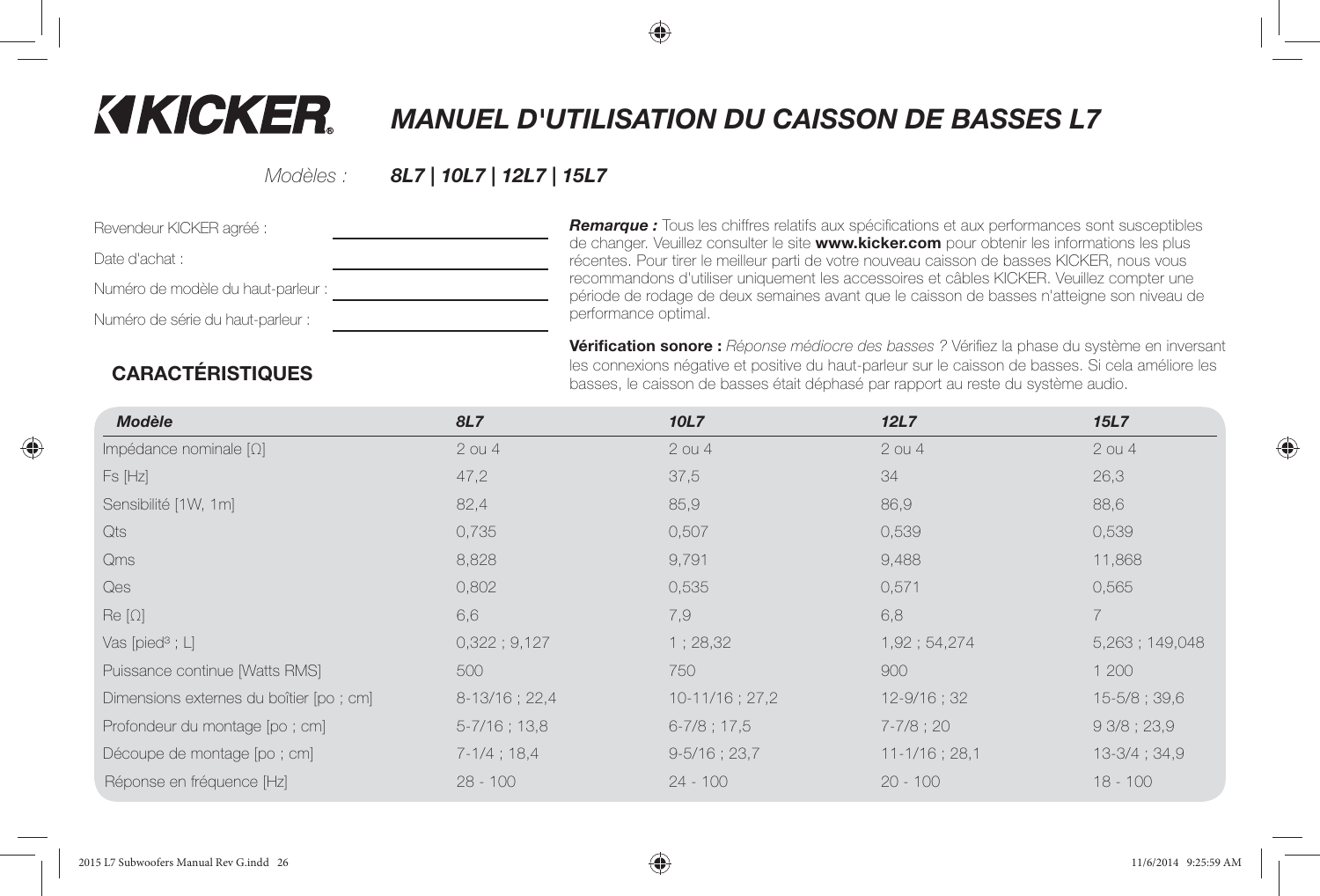# KICKER

# MANUEL D'UTILISATION DU CAISSON DE BASSES L7

*Modèles :* ***8L7 | 10L7 | 12L7 | 15L7***

Revendeur KICKER agréé : ______________________

Date d'achat : ______________________

Numéro de modèle du haut-parleur : ______________________

Numéro de série du haut-parleur : ______________________

***Remarque :*** Tous les chiffres relatifs aux spécifications et aux performances sont susceptibles de changer. Veuillez consulter le site **www.kicker.com** pour obtenir les informations les plus récentes. Pour tirer le meilleur parti de votre nouveau caisson de basses KICKER, nous vous recommandons d'utiliser uniquement les accessoires et câbles KICKER. Veuillez compter une période de rodage de deux semaines avant que le caisson de basses n'atteigne son niveau de performance optimal.

**Vérification sonore :** *Réponse médiocre des basses ?* Vérifiez la phase du système en inversant les connexions négative et positive du haut-parleur sur le caisson de basses. Si cela améliore les basses, le caisson de basses était déphasé par rapport au reste du système audio.

## CARACTÉRISTIQUES

| *Modèle* | *8L7* | *10L7* | *12L7* | *15L7* |
|---|---|---|---|---|
| Impédance nominale [Ω] | 2 ou 4 | 2 ou 4 | 2 ou 4 | 2 ou 4 |
| Fs [Hz] | 47,2 | 37,5 | 34 | 26,3 |
| Sensibilité [1W, 1m] | 82,4 | 85,9 | 86,9 | 88,6 |
| Qts | 0,735 | 0,507 | 0,539 | 0,539 |
| Qms | 8,828 | 9,791 | 9,488 | 11,868 |
| Qes | 0,802 | 0,535 | 0,571 | 0,565 |
| Re [Ω] | 6,6 | 7,9 | 6,8 | 7 |
| Vas [pied³ ; L] | 0,322 ; 9,127 | 1 ; 28,32 | 1,92 ; 54,274 | 5,263 ; 149,048 |
| Puissance continue [Watts RMS] | 500 | 750 | 900 | 1 200 |
| Dimensions externes du boîtier [po ; cm] | 8-13/16 ; 22,4 | 10-11/16 ; 27,2 | 12-9/16 ; 32 | 15-5/8 ; 39,6 |
| Profondeur du montage [po ; cm] | 5-7/16 ; 13,8 | 6-7/8 ; 17,5 | 7-7/8 ; 20 | 9 3/8 ; 23,9 |
| Découpe de montage [po ; cm] | 7-1/4 ; 18,4 | 9-5/16 ; 23,7 | 11-1/16 ; 28,1 | 13-3/4 ; 34,9 |
| Réponse en fréquence [Hz] | 28 - 100 | 24 - 100 | 20 - 100 | 18 - 100 |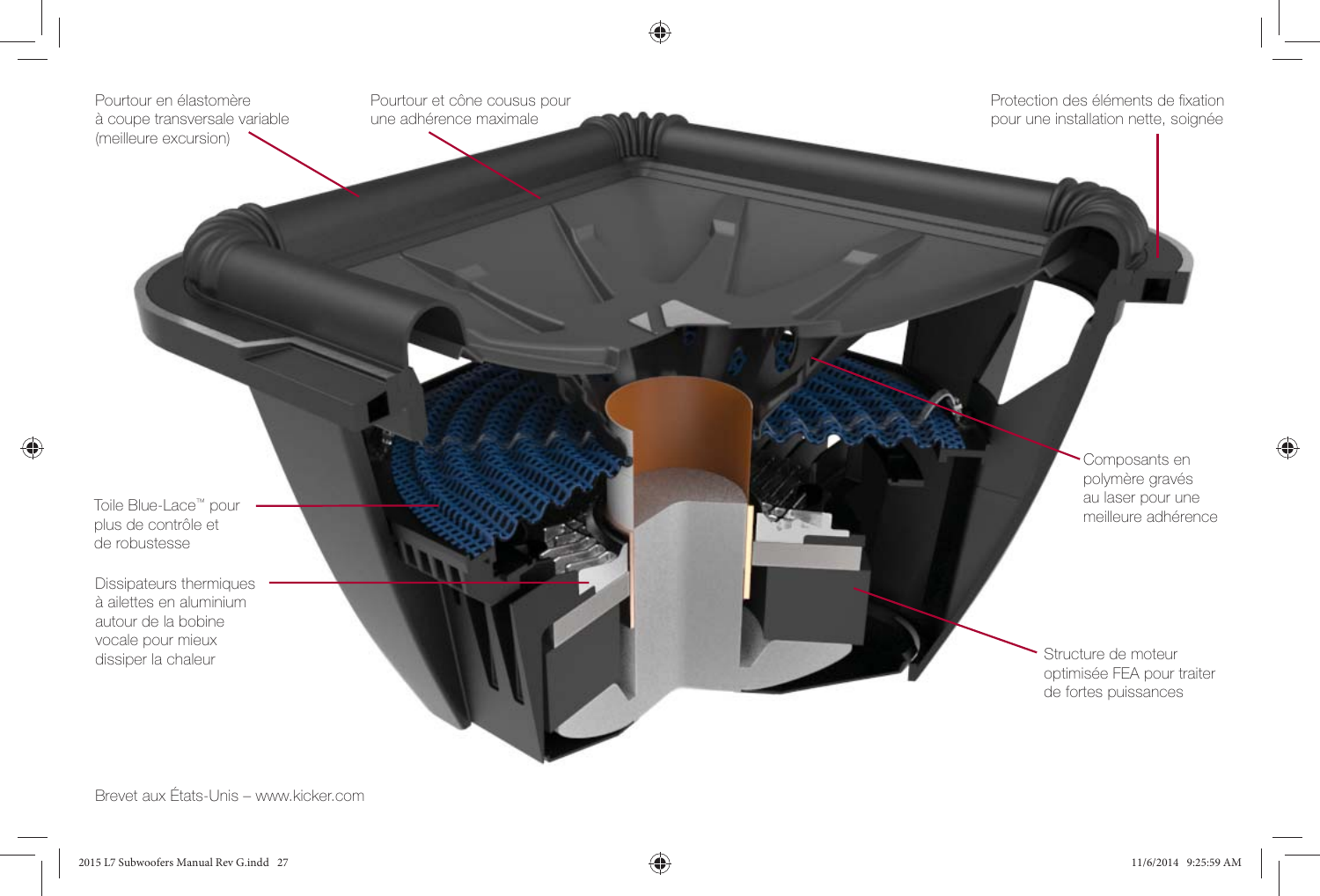Pourtour en élastomère à coupe transversale variable (meilleure excursion)

Pourtour et cône cousus pour une adhérence maximale

Protection des éléments de fixation pour une installation nette, soignée

Composants en polymère gravés au laser pour une meilleure adhérence

Toile Blue-Lace™ pour plus de contrôle et de robustesse

Dissipateurs thermiques à ailettes en aluminium autour de la bobine vocale pour mieux dissiper la chaleur

Structure de moteur optimisée FEA pour traiter de fortes puissances

Brevet aux États-Unis – www.kicker.com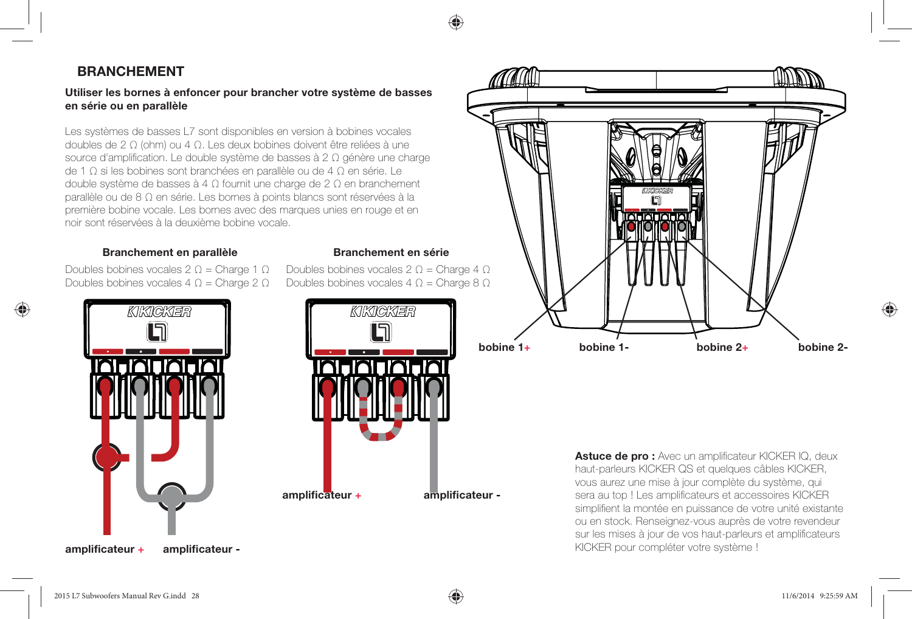## BRANCHEMENT

**Utiliser les bornes à enfoncer pour brancher votre système de basses en série ou en parallèle**

Les systèmes de basses L7 sont disponibles en version à bobines vocales doubles de 2 Ω (ohm) ou 4 Ω. Les deux bobines doivent être reliées à une source d'amplification. Le double système de basses à 2 Ω génère une charge de 1 Ω si les bobines sont branchées en parallèle ou de 4 Ω en série. Le double système de basses à 4 Ω fournit une charge de 2 Ω en branchement parallèle ou de 8 Ω en série. Les bornes à points blancs sont réservées à la première bobine vocale. Les bornes avec des marques unies en rouge et en noir sont réservées à la deuxième bobine vocale.

**Branchement en parallèle**

Doubles bobines vocales 2 Ω = Charge 1 Ω
Doubles bobines vocales 4 Ω = Charge 2 Ω

**amplificateur +** **amplificateur -**

**Branchement en série**

Doubles bobines vocales 2 Ω = Charge 4 Ω
Doubles bobines vocales 4 Ω = Charge 8 Ω

**amplificateur +** **amplificateur -**

**bobine 1+** **bobine 1-** **bobine 2+** **bobine 2-**

**Astuce de pro :** Avec un amplificateur KICKER IQ, deux haut-parleurs KICKER QS et quelques câbles KICKER, vous aurez une mise à jour complète du système, qui sera au top ! Les amplificateurs et accessoires KICKER simplifient la montée en puissance de votre unité existante ou en stock. Renseignez-vous auprès de votre revendeur sur les mises à jour de vos haut-parleurs et amplificateurs KICKER pour compléter votre système !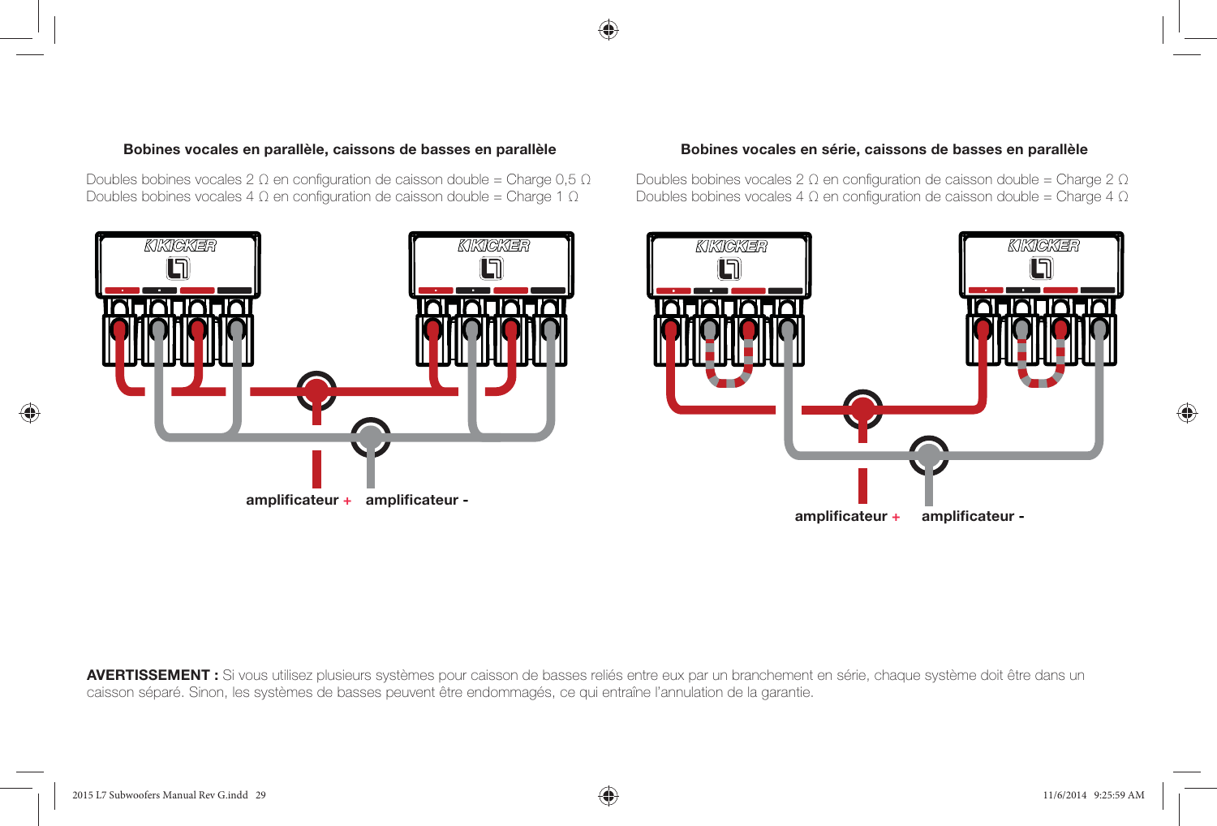### Bobines vocales en parallèle, caissons de basses en parallèle

Doubles bobines vocales 2 Ω en configuration de caisson double = Charge 0,5 Ω
Doubles bobines vocales 4 Ω en configuration de caisson double = Charge 1 Ω

amplificateur + amplificateur -

### Bobines vocales en série, caissons de basses en parallèle

Doubles bobines vocales 2 Ω en configuration de caisson double = Charge 2 Ω
Doubles bobines vocales 4 Ω en configuration de caisson double = Charge 4 Ω

amplificateur + amplificateur -

**AVERTISSEMENT :** Si vous utilisez plusieurs systèmes pour caisson de basses reliés entre eux par un branchement en série, chaque système doit être dans un caisson séparé. Sinon, les systèmes de basses peuvent être endommagés, ce qui entraîne l'annulation de la garantie.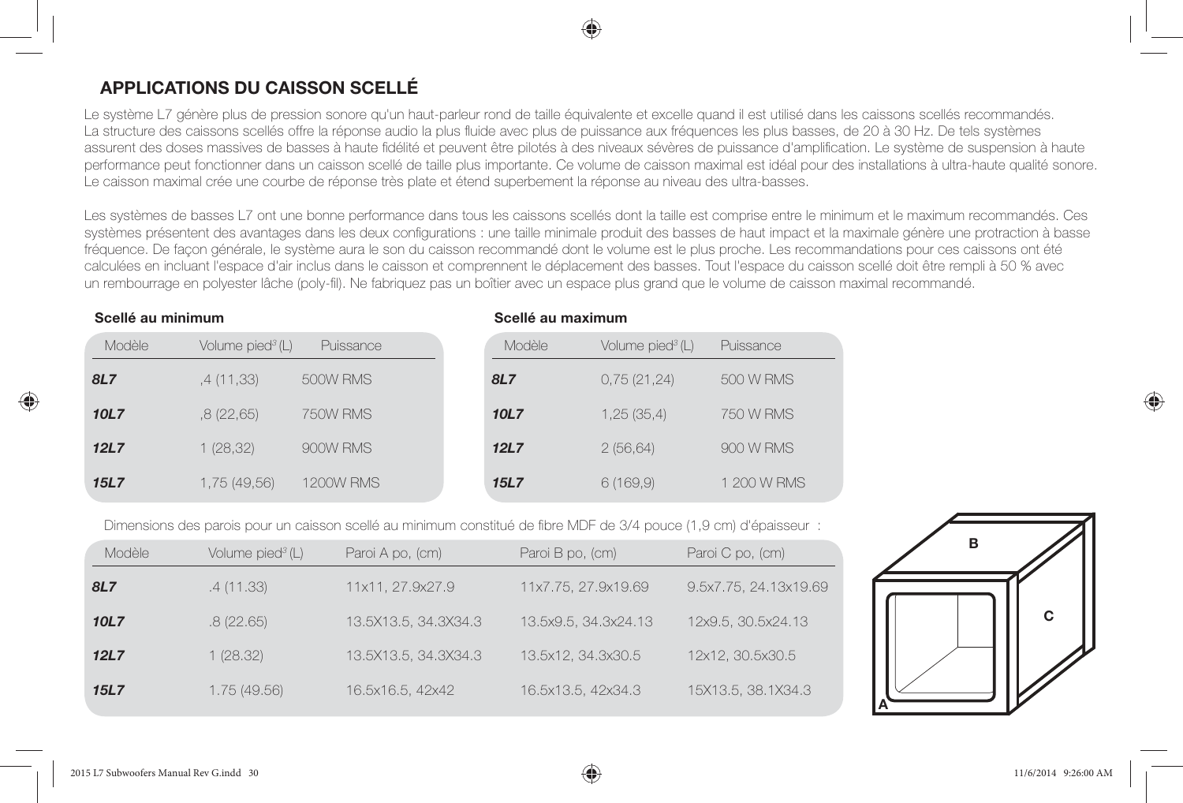## APPLICATIONS DU CAISSON SCELLÉ

Le système L7 génère plus de pression sonore qu'un haut-parleur rond de taille équivalente et excelle quand il est utilisé dans les caissons scellés recommandés. La structure des caissons scellés offre la réponse audio la plus fluide avec plus de puissance aux fréquences les plus basses, de 20 à 30 Hz. De tels systèmes assurent des doses massives de basses à haute fidélité et peuvent être pilotés à des niveaux sévères de puissance d'amplification. Le système de suspension à haute performance peut fonctionner dans un caisson scellé de taille plus importante. Ce volume de caisson maximal est idéal pour des installations à ultra-haute qualité sonore. Le caisson maximal crée une courbe de réponse très plate et étend superbement la réponse au niveau des ultra-basses.

Les systèmes de basses L7 ont une bonne performance dans tous les caissons scellés dont la taille est comprise entre le minimum et le maximum recommandés. Ces systèmes présentent des avantages dans les deux configurations : une taille minimale produit des basses de haut impact et la maximale génère une protraction à basse fréquence. De façon générale, le système aura le son du caisson recommandé dont le volume est le plus proche. Les recommandations pour ces caissons ont été calculées en incluant l'espace d'air inclus dans le caisson et comprennent le déplacement des basses. Tout l'espace du caisson scellé doit être rempli à 50 % avec un rembourrage en polyester lâche (poly-fil). Ne fabriquez pas un boîtier avec un espace plus grand que le volume de caisson maximal recommandé.

**Scellé au minimum**

| Modèle | Volume pied³ (L) | Puissance |
|---|---|---|
| ***8L7*** | ,4 (11,33) | 500W RMS |
| ***10L7*** | ,8 (22,65) | 750W RMS |
| ***12L7*** | 1 (28,32) | 900W RMS |
| ***15L7*** | 1,75 (49,56) | 1200W RMS |

**Scellé au maximum**

| Modèle | Volume pied³ (L) | Puissance |
|---|---|---|
| ***8L7*** | 0,75 (21,24) | 500 W RMS |
| ***10L7*** | 1,25 (35,4) | 750 W RMS |
| ***12L7*** | 2 (56,64) | 900 W RMS |
| ***15L7*** | 6 (169,9) | 1 200 W RMS |

Dimensions des parois pour un caisson scellé au minimum constitué de fibre MDF de 3/4 pouce (1,9 cm) d'épaisseur :

| Modèle | Volume pied³ (L) | Paroi A po, (cm) | Paroi B po, (cm) | Paroi C po, (cm) |
|---|---|---|---|---|
| ***8L7*** | .4 (11.33) | 11x11, 27.9x27.9 | 11x7.75, 27.9x19.69 | 9.5x7.75, 24.13x19.69 |
| ***10L7*** | .8 (22.65) | 13.5X13.5, 34.3X34.3 | 13.5x9.5, 34.3x24.13 | 12x9.5, 30.5x24.13 |
| ***12L7*** | 1 (28.32) | 13.5X13.5, 34.3X34.3 | 13.5x12, 34.3x30.5 | 12x12, 30.5x30.5 |
| ***15L7*** | 1.75 (49.56) | 16.5x16.5, 42x42 | 16.5x13.5, 42x34.3 | 15X13.5, 38.1X34.3 |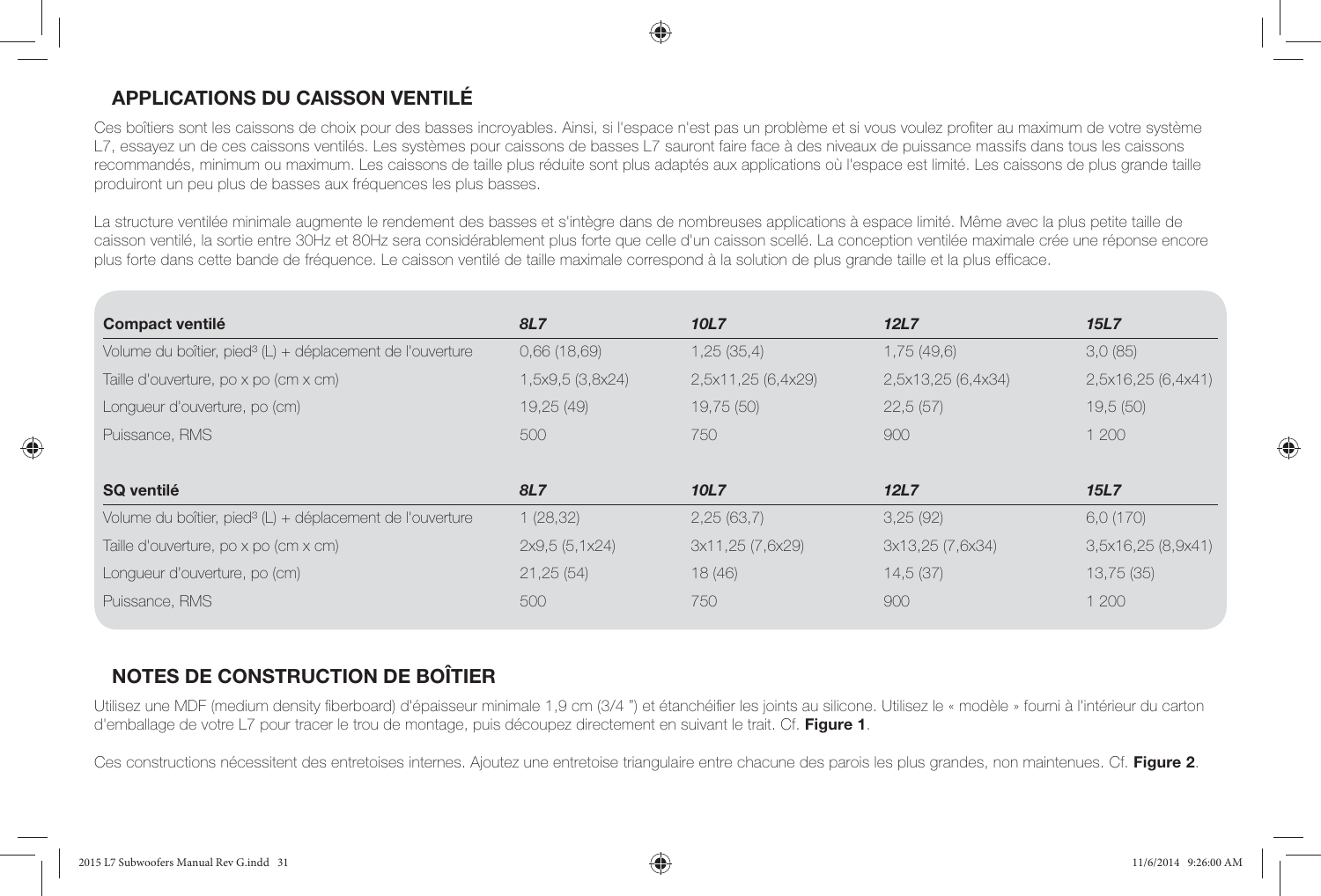## APPLICATIONS DU CAISSON VENTILÉ

Ces boîtiers sont les caissons de choix pour des basses incroyables. Ainsi, si l'espace n'est pas un problème et si vous voulez profiter au maximum de votre système L7, essayez un de ces caissons ventilés. Les systèmes pour caissons de basses L7 sauront faire face à des niveaux de puissance massifs dans tous les caissons recommandés, minimum ou maximum. Les caissons de taille plus réduite sont plus adaptés aux applications où l'espace est limité. Les caissons de plus grande taille produiront un peu plus de basses aux fréquences les plus basses.

La structure ventilée minimale augmente le rendement des basses et s'intègre dans de nombreuses applications à espace limité. Même avec la plus petite taille de caisson ventilé, la sortie entre 30Hz et 80Hz sera considérablement plus forte que celle d'un caisson scellé. La conception ventilée maximale crée une réponse encore plus forte dans cette bande de fréquence. Le caisson ventilé de taille maximale correspond à la solution de plus grande taille et la plus efficace.

| **Compact ventilé** | ***8L7*** | ***10L7*** | ***12L7*** | ***15L7*** |
|---|---|---|---|---|
| Volume du boîtier, pied³ (L) + déplacement de l'ouverture | 0,66 (18,69) | 1,25 (35,4) | 1,75 (49,6) | 3,0 (85) |
| Taille d'ouverture, po x po (cm x cm) | 1,5x9,5 (3,8x24) | 2,5x11,25 (6,4x29) | 2,5x13,25 (6,4x34) | 2,5x16,25 (6,4x41) |
| Longueur d'ouverture, po (cm) | 19,25 (49) | 19,75 (50) | 22,5 (57) | 19,5 (50) |
| Puissance, RMS | 500 | 750 | 900 | 1 200 |
| **SQ ventilé** | ***8L7*** | ***10L7*** | ***12L7*** | ***15L7*** |
| Volume du boîtier, pied³ (L) + déplacement de l'ouverture | 1 (28,32) | 2,25 (63,7) | 3,25 (92) | 6,0 (170) |
| Taille d'ouverture, po x po (cm x cm) | 2x9,5 (5,1x24) | 3x11,25 (7,6x29) | 3x13,25 (7,6x34) | 3,5x16,25 (8,9x41) |
| Longueur d'ouverture, po (cm) | 21,25 (54) | 18 (46) | 14,5 (37) | 13,75 (35) |
| Puissance, RMS | 500 | 750 | 900 | 1 200 |

## NOTES DE CONSTRUCTION DE BOÎTIER

Utilisez une MDF (medium density fiberboard) d'épaisseur minimale 1,9 cm (3/4 ") et étanchéifier les joints au silicone. Utilisez le « modèle » fourni à l'intérieur du carton d'emballage de votre L7 pour tracer le trou de montage, puis découpez directement en suivant le trait. Cf. **Figure 1**.

Ces constructions nécessitent des entretoises internes. Ajoutez une entretoise triangulaire entre chacune des parois les plus grandes, non maintenues. Cf. **Figure 2**.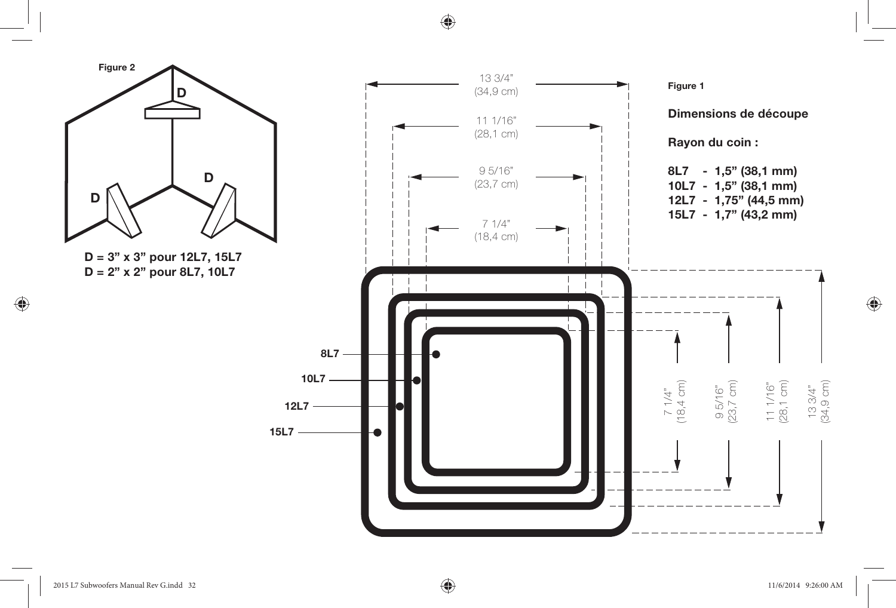**Figure 2**

D

D

D

**D = 3" x 3" pour 12L7, 15L7**
**D = 2" x 2" pour 8L7, 10L7**

**Figure 1**

**Dimensions de découpe**

**Rayon du coin :**

**8L7 - 1,5" (38,1 mm)**
**10L7 - 1,5" (38,1 mm)**
**12L7 - 1,75" (44,5 mm)**
**15L7 - 1,7" (43,2 mm)**

13 3/4" (34,9 cm)

11 1/16" (28,1 cm)

9 5/16" (23,7 cm)

7 1/4" (18,4 cm)

**8L7**

**10L7**

**12L7**

**15L7**

7 1/4" (18,4 cm)

9 5/16" (23,7 cm)

11 1/16" (28,1 cm)

13 3/4" (34,9 cm)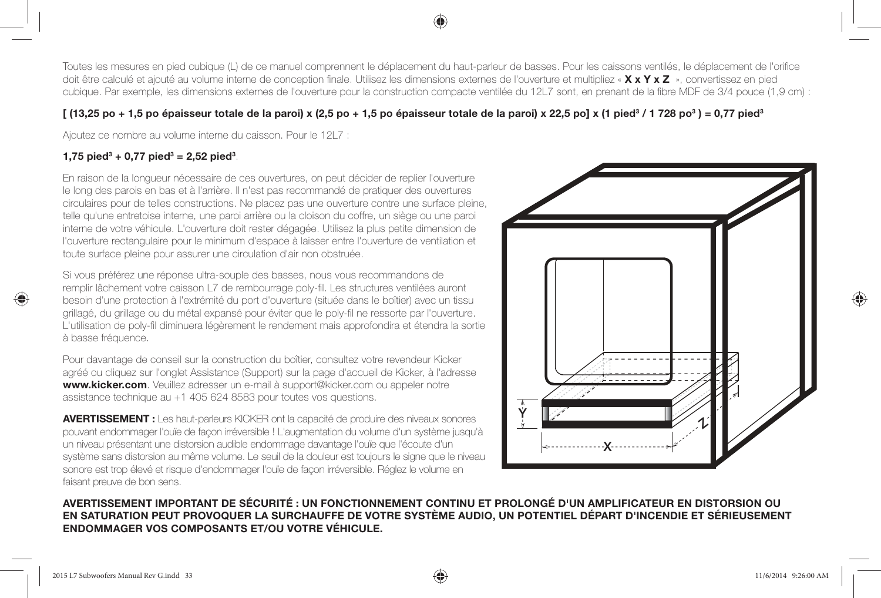Toutes les mesures en pied cubique (L) de ce manuel comprennent le déplacement du haut-parleur de basses. Pour les caissons ventilés, le déplacement de l'orifice doit être calculé et ajouté au volume interne de conception finale. Utilisez les dimensions externes de l'ouverture et multipliez « **X x Y x Z** », convertissez en pied cubique. Par exemple, les dimensions externes de l'ouverture pour la construction compacte ventilée du 12L7 sont, en prenant de la fibre MDF de 3/4 pouce (1,9 cm) :

**[ (13,25 po + 1,5 po épaisseur totale de la paroi) x (2,5 po + 1,5 po épaisseur totale de la paroi) x 22,5 po] x (1 pied³ / 1 728 po³ ) = 0,77 pied³**

Ajoutez ce nombre au volume interne du caisson. Pour le 12L7 :

**1,75 pied³ + 0,77 pied³ = 2,52 pied³**.

En raison de la longueur nécessaire de ces ouvertures, on peut décider de replier l'ouverture le long des parois en bas et à l'arrière. Il n'est pas recommandé de pratiquer des ouvertures circulaires pour de telles constructions. Ne placez pas une ouverture contre une surface pleine, telle qu'une entretoise interne, une paroi arrière ou la cloison du coffre, un siège ou une paroi interne de votre véhicule. L'ouverture doit rester dégagée. Utilisez la plus petite dimension de l'ouverture rectangulaire pour le minimum d'espace à laisser entre l'ouverture de ventilation et toute surface pleine pour assurer une circulation d'air non obstruée.

Si vous préférez une réponse ultra-souple des basses, nous vous recommandons de remplir lâchement votre caisson L7 de rembourrage poly-fil. Les structures ventilées auront besoin d'une protection à l'extrémité du port d'ouverture (située dans le boîtier) avec un tissu grillagé, du grillage ou du métal expansé pour éviter que le poly-fil ne ressorte par l'ouverture. L'utilisation de poly-fil diminuera légèrement le rendement mais approfondira et étendra la sortie à basse fréquence.

Pour davantage de conseil sur la construction du boîtier, consultez votre revendeur Kicker agréé ou cliquez sur l'onglet Assistance (Support) sur la page d'accueil de Kicker, à l'adresse **www.kicker.com**. Veuillez adresser un e-mail à support@kicker.com ou appeler notre assistance technique au +1 405 624 8583 pour toutes vos questions.

**AVERTISSEMENT :** Les haut-parleurs KICKER ont la capacité de produire des niveaux sonores pouvant endommager l'ouïe de façon irréversible ! L'augmentation du volume d'un système jusqu'à un niveau présentant une distorsion audible endommage davantage l'ouïe que l'écoute d'un système sans distorsion au même volume. Le seuil de la douleur est toujours le signe que le niveau sonore est trop élevé et risque d'endommager l'ouïe de façon irréversible. Réglez le volume en faisant preuve de bon sens.

**AVERTISSEMENT IMPORTANT DE SÉCURITÉ : UN FONCTIONNEMENT CONTINU ET PROLONGÉ D'UN AMPLIFICATEUR EN DISTORSION OU EN SATURATION PEUT PROVOQUER LA SURCHAUFFE DE VOTRE SYSTÈME AUDIO, UN POTENTIEL DÉPART D'INCENDIE ET SÉRIEUSEMENT ENDOMMAGER VOS COMPOSANTS ET/OU VOTRE VÉHICULE.**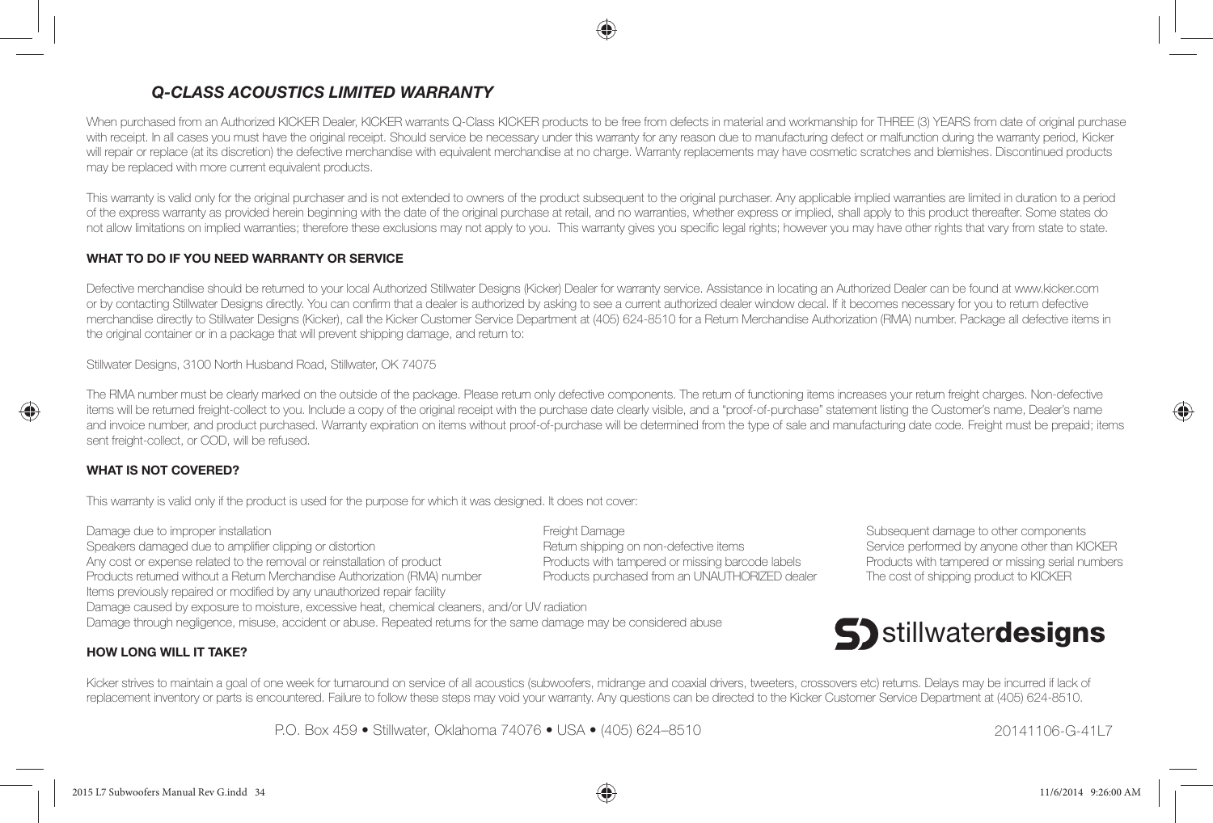## *Q-CLASS ACOUSTICS LIMITED WARRANTY*

When purchased from an Authorized KICKER Dealer, KICKER warrants Q-Class KICKER products to be free from defects in material and workmanship for THREE (3) YEARS from date of original purchase with receipt. In all cases you must have the original receipt. Should service be necessary under this warranty for any reason due to manufacturing defect or malfunction during the warranty period, Kicker will repair or replace (at its discretion) the defective merchandise with equivalent merchandise at no charge. Warranty replacements may have cosmetic scratches and blemishes. Discontinued products may be replaced with more current equivalent products.

This warranty is valid only for the original purchaser and is not extended to owners of the product subsequent to the original purchaser. Any applicable implied warranties are limited in duration to a period of the express warranty as provided herein beginning with the date of the original purchase at retail, and no warranties, whether express or implied, shall apply to this product thereafter. Some states do not allow limitations on implied warranties; therefore these exclusions may not apply to you. This warranty gives you specific legal rights; however you may have other rights that vary from state to state.

### WHAT TO DO IF YOU NEED WARRANTY OR SERVICE

Defective merchandise should be returned to your local Authorized Stillwater Designs (Kicker) Dealer for warranty service. Assistance in locating an Authorized Dealer can be found at www.kicker.com or by contacting Stillwater Designs directly. You can confirm that a dealer is authorized by asking to see a current authorized dealer window decal. If it becomes necessary for you to return defective merchandise directly to Stillwater Designs (Kicker), call the Kicker Customer Service Department at (405) 624-8510 for a Return Merchandise Authorization (RMA) number. Package all defective items in the original container or in a package that will prevent shipping damage, and return to:

Stillwater Designs, 3100 North Husband Road, Stillwater, OK 74075

The RMA number must be clearly marked on the outside of the package. Please return only defective components. The return of functioning items increases your return freight charges. Non-defective items will be returned freight-collect to you. Include a copy of the original receipt with the purchase date clearly visible, and a "proof-of-purchase" statement listing the Customer's name, Dealer's name and invoice number, and product purchased. Warranty expiration on items without proof-of-purchase will be determined from the type of sale and manufacturing date code. Freight must be prepaid; items sent freight-collect, or COD, will be refused.

### WHAT IS NOT COVERED?

This warranty is valid only if the product is used for the purpose for which it was designed. It does not cover:

- Damage due to improper installation
- Speakers damaged due to amplifier clipping or distortion
- Any cost or expense related to the removal or reinstallation of product
- Products returned without a Return Merchandise Authorization (RMA) number
- Items previously repaired or modified by any unauthorized repair facility
- Damage caused by exposure to moisture, excessive heat, chemical cleaners, and/or UV radiation
- Damage through negligence, misuse, accident or abuse. Repeated returns for the same damage may be considered abuse
- Freight Damage
- Return shipping on non-defective items
- Products with tampered or missing barcode labels
- Products purchased from an UNAUTHORIZED dealer
- Subsequent damage to other components
- Service performed by anyone other than KICKER
- Products with tampered or missing serial numbers
- The cost of shipping product to KICKER

stillwater**designs**

### HOW LONG WILL IT TAKE?

Kicker strives to maintain a goal of one week for turnaround on service of all acoustics (subwoofers, midrange and coaxial drivers, tweeters, crossovers etc) returns. Delays may be incurred if lack of replacement inventory or parts is encountered. Failure to follow these steps may void your warranty. Any questions can be directed to the Kicker Customer Service Department at (405) 624-8510.

P.O. Box 459 • Stillwater, Oklahoma 74076 • USA • (405) 624–8510

20141106-G-41L7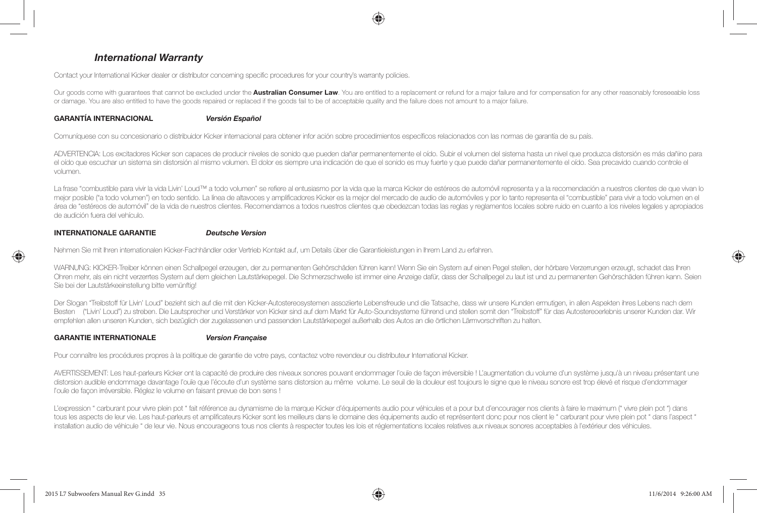## *International Warranty*

Contact your International Kicker dealer or distributor concerning specific procedures for your country's warranty policies.

Our goods come with guarantees that cannot be excluded under the **Australian Consumer Law**. You are entitled to a replacement or refund for a major failure and for compensation for any other reasonably foreseeable loss or damage. You are also entitled to have the goods repaired or replaced if the goods fail to be of acceptable quality and the failure does not amount to a major failure.

### GARANTÍA INTERNACIONAL *Versión Español*

Comuníquese con su concesionario o distribuidor Kicker internacional para obtener infor ación sobre procedimientos específicos relacionados con las normas de garantía de su país.

ADVERTENCIA: Los excitadores Kicker son capaces de producir niveles de sonido que pueden dañar permanentemente el oído. Subir el volumen del sistema hasta un nivel que produzca distorsión es más dañino para el oído que escuchar un sistema sin distorsión al mismo volumen. El dolor es siempre una indicación de que el sonido es muy fuerte y que puede dañar permanentemente el oído. Sea precavido cuando controle el volumen.

La frase "combustible para vivir la vida Livin' Loud™ a todo volumen" se refiere al entusiasmo por la vida que la marca Kicker de estéreos de automóvil representa y a la recomendación a nuestros clientes de que vivan lo mejor posible ("a todo volumen") en todo sentido. La línea de altavoces y amplificadores Kicker es la mejor del mercado de audio de automóviles y por lo tanto representa el "combustible" para vivir a todo volumen en el área de "estéreos de automóvil" de la vida de nuestros clientes. Recomendamos a todos nuestros clientes que obedezcan todas las reglas y reglamentos locales sobre ruido en cuanto a los niveles legales y apropiados de audición fuera del vehículo.

### INTERNATIONALE GARANTIE *Deutsche Version*

Nehmen Sie mit Ihren internationalen Kicker-Fachhändler oder Vertrieb Kontakt auf, um Details über die Garantieleistungen in Ihrem Land zu erfahren.

WARNUNG: KICKER-Treiber können einen Schallpegel erzeugen, der zu permanenten Gehörschäden führen kann! Wenn Sie ein System auf einen Pegel stellen, der hörbare Verzerrungen erzeugt, schadet das Ihren Ohren mehr, als ein nicht verzerrtes System auf dem gleichen Lautstärkepegel. Die Schmerzschwelle ist immer eine Anzeige dafür, dass der Schallpegel zu laut ist und zu permanenten Gehörschäden führen kann. Seien Sie bei der Lautstärkeeinstellung bitte vernünftig!

Der Slogan "Treibstoff für Livin' Loud" bezieht sich auf die mit den Kicker-Autostereosystemen assoziierte Lebensfreude und die Tatsache, dass wir unsere Kunden ermutigen, in allen Aspekten ihres Lebens nach dem Besten ("Livin' Loud") zu streben. Die Lautsprecher und Verstärker von Kicker sind auf dem Markt für Auto-Soundsysteme führend und stellen somit den "Treibstoff" für das Autostereoerlebnis unserer Kunden dar. Wir empfehlen allen unseren Kunden, sich bezüglich der zugelassenen und passenden Lautstärkepegel außerhalb des Autos an die örtlichen Lärmvorschriften zu halten.

### GARANTIE INTERNATIONALE *Version Française*

Pour connaître les procédures propres à la politique de garantie de votre pays, contactez votre revendeur ou distributeur International Kicker.

AVERTISSEMENT: Les haut-parleurs Kicker ont la capacité de produire des niveaux sonores pouvant endommager l'ouïe de façon irréversible ! L'augmentation du volume d'un système jusqu'à un niveau présentant une distorsion audible endommage davantage l'ouïe que l'écoute d'un système sans distorsion au même volume. Le seuil de la douleur est toujours le signe que le niveau sonore est trop élevé et risque d'endommager l'ouïe de façon irréversible. Réglez le volume en faisant prevue de bon sens !

L'expression " carburant pour vivre plein pot " fait référence au dynamisme de la marque Kicker d'équipements audio pour véhicules et a pour but d'encourager nos clients à faire le maximum (" vivre plein pot ") dans tous les aspects de leur vie. Les haut-parleurs et amplificateurs Kicker sont les meilleurs dans le domaine des équipements audio et représentent donc pour nos client le " carburant pour vivre plein pot " dans l'aspect " installation audio de véhicule " de leur vie. Nous encourageons tous nos clients à respecter toutes les lois et réglementations locales relatives aux niveaux sonores acceptables à l'extérieur des véhicules.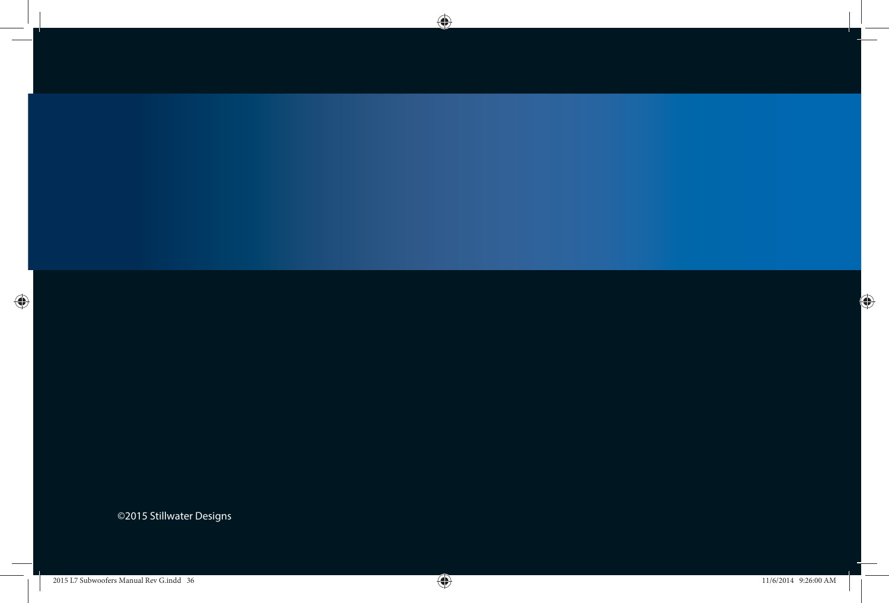©2015 Stillwater Designs